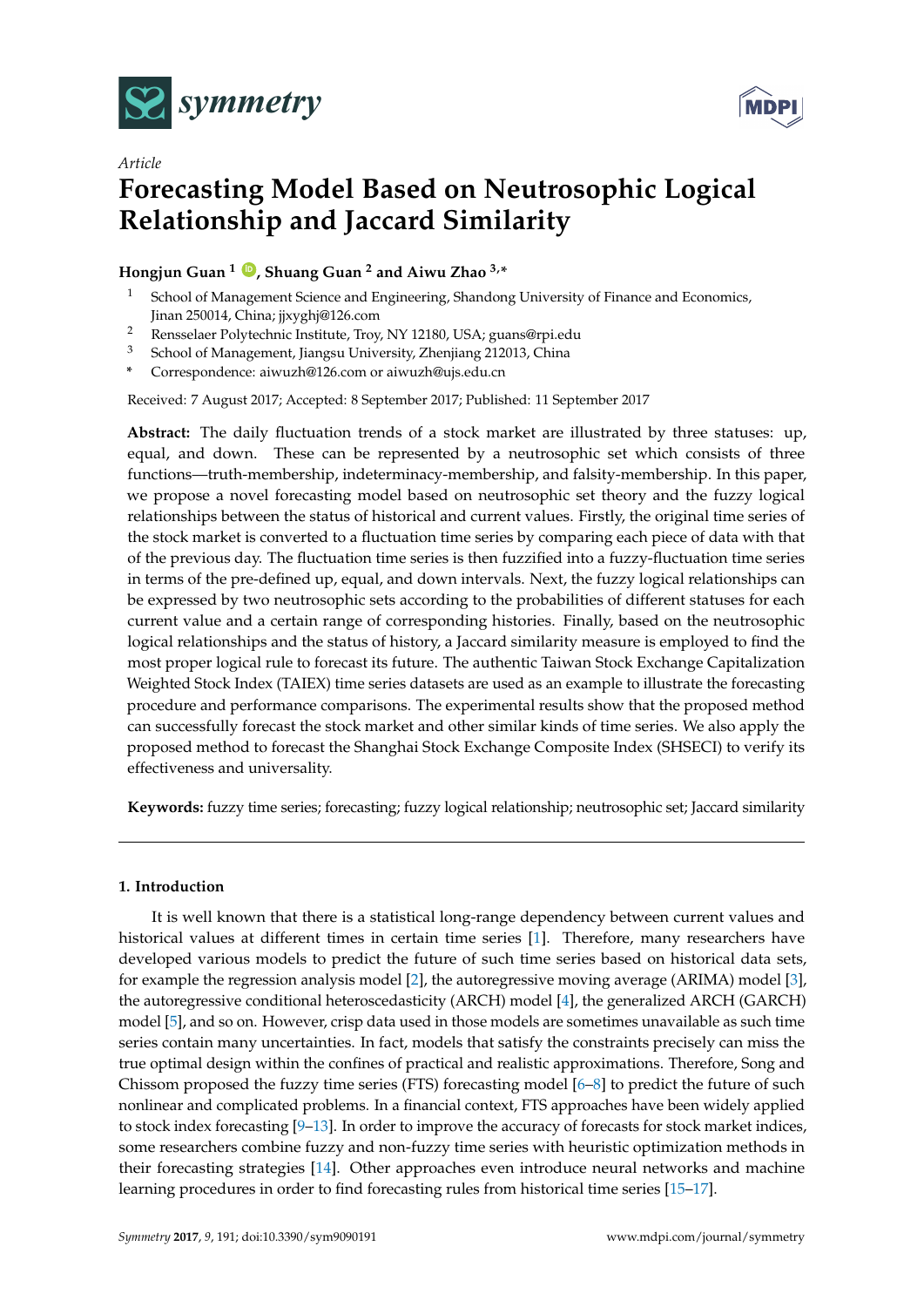*Article*

# Forecasting Model Based on Neutrosophic Logical Relationship and Jaccard Similarity

**Hongjun Guan [1], Shuang Guan [2] and Aiwu Zhao [3,*]**

[1] School of Management Science and Engineering, Shandong University of Finance and Economics, Jinan 250014, China; jjxyghj@126.com

[2] Rensselaer Polytechnic Institute, Troy, NY 12180, USA; guans@rpi.edu

[3] School of Management, Jiangsu University, Zhenjiang 212013, China

\* Correspondence: aiwuzh@126.com or aiwuzh@ujs.edu.cn

Received: 7 August 2017; Accepted: 8 September 2017; Published: 11 September 2017

**Abstract:** The daily fluctuation trends of a stock market are illustrated by three statuses: up, equal, and down. These can be represented by a neutrosophic set which consists of three functions—truth-membership, indeterminacy-membership, and falsity-membership. In this paper, we propose a novel forecasting model based on neutrosophic set theory and the fuzzy logical relationships between the status of historical and current values. Firstly, the original time series of the stock market is converted to a fluctuation time series by comparing each piece of data with that of the previous day. The fluctuation time series is then fuzzified into a fuzzy-fluctuation time series in terms of the pre-defined up, equal, and down intervals. Next, the fuzzy logical relationships can be expressed by two neutrosophic sets according to the probabilities of different statuses for each current value and a certain range of corresponding histories. Finally, based on the neutrosophic logical relationships and the status of history, a Jaccard similarity measure is employed to find the most proper logical rule to forecast its future. The authentic Taiwan Stock Exchange Capitalization Weighted Stock Index (TAIEX) time series datasets are used as an example to illustrate the forecasting procedure and performance comparisons. The experimental results show that the proposed method can successfully forecast the stock market and other similar kinds of time series. We also apply the proposed method to forecast the Shanghai Stock Exchange Composite Index (SHSECI) to verify its effectiveness and universality.

**Keywords:** fuzzy time series; forecasting; fuzzy logical relationship; neutrosophic set; Jaccard similarity

## 1. Introduction

It is well known that there is a statistical long-range dependency between current values and historical values at different times in certain time series [1]. Therefore, many researchers have developed various models to predict the future of such time series based on historical data sets, for example the regression analysis model [2], the autoregressive moving average (ARIMA) model [3], the autoregressive conditional heteroscedasticity (ARCH) model [4], the generalized ARCH (GARCH) model [5], and so on. However, crisp data used in those models are sometimes unavailable as such time series contain many uncertainties. In fact, models that satisfy the constraints precisely can miss the true optimal design within the confines of practical and realistic approximations. Therefore, Song and Chissom proposed the fuzzy time series (FTS) forecasting model [6–8] to predict the future of such nonlinear and complicated problems. In a financial context, FTS approaches have been widely applied to stock index forecasting [9–13]. In order to improve the accuracy of forecasts for stock market indices, some researchers combine fuzzy and non-fuzzy time series with heuristic optimization methods in their forecasting strategies [14]. Other approaches even introduce neural networks and machine learning procedures in order to find forecasting rules from historical time series [15–17].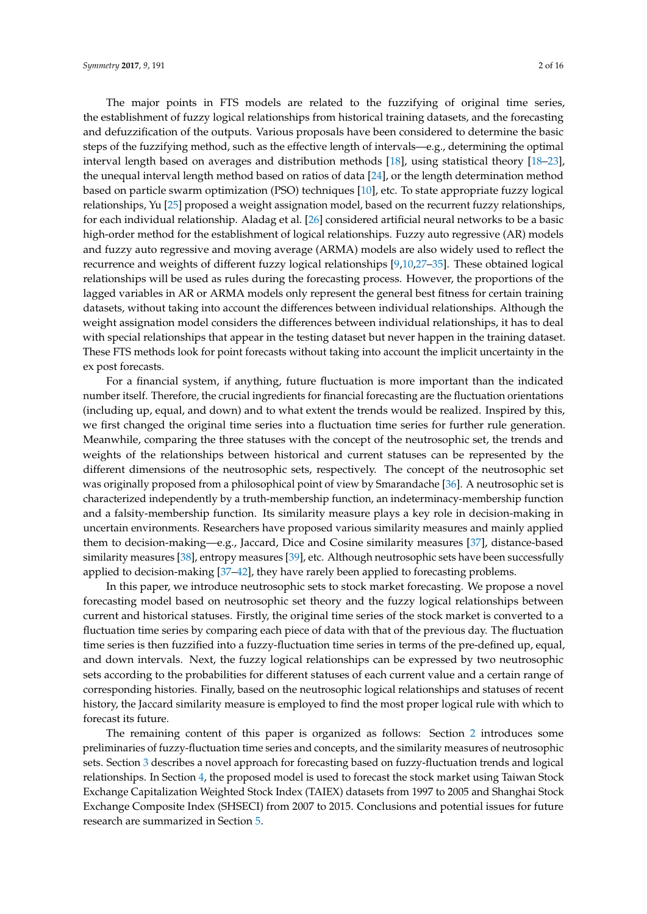The major points in FTS models are related to the fuzzifying of original time series, the establishment of fuzzy logical relationships from historical training datasets, and the forecasting and defuzzification of the outputs. Various proposals have been considered to determine the basic steps of the fuzzifying method, such as the effective length of intervals—e.g., determining the optimal interval length based on averages and distribution methods [18], using statistical theory [18–23], the unequal interval length method based on ratios of data [24], or the length determination method based on particle swarm optimization (PSO) techniques [10], etc. To state appropriate fuzzy logical relationships, Yu [25] proposed a weight assignation model, based on the recurrent fuzzy relationships, for each individual relationship. Aladag et al. [26] considered artificial neural networks to be a basic high-order method for the establishment of logical relationships. Fuzzy auto regressive (AR) models and fuzzy auto regressive and moving average (ARMA) models are also widely used to reflect the recurrence and weights of different fuzzy logical relationships [9,10,27–35]. These obtained logical relationships will be used as rules during the forecasting process. However, the proportions of the lagged variables in AR or ARMA models only represent the general best fitness for certain training datasets, without taking into account the differences between individual relationships. Although the weight assignation model considers the differences between individual relationships, it has to deal with special relationships that appear in the testing dataset but never happen in the training dataset. These FTS methods look for point forecasts without taking into account the implicit uncertainty in the ex post forecasts.

For a financial system, if anything, future fluctuation is more important than the indicated number itself. Therefore, the crucial ingredients for financial forecasting are the fluctuation orientations (including up, equal, and down) and to what extent the trends would be realized. Inspired by this, we first changed the original time series into a fluctuation time series for further rule generation. Meanwhile, comparing the three statuses with the concept of the neutrosophic set, the trends and weights of the relationships between historical and current statuses can be represented by the different dimensions of the neutrosophic sets, respectively. The concept of the neutrosophic set was originally proposed from a philosophical point of view by Smarandache [36]. A neutrosophic set is characterized independently by a truth-membership function, an indeterminacy-membership function and a falsity-membership function. Its similarity measure plays a key role in decision-making in uncertain environments. Researchers have proposed various similarity measures and mainly applied them to decision-making—e.g., Jaccard, Dice and Cosine similarity measures [37], distance-based similarity measures [38], entropy measures [39], etc. Although neutrosophic sets have been successfully applied to decision-making [37–42], they have rarely been applied to forecasting problems.

In this paper, we introduce neutrosophic sets to stock market forecasting. We propose a novel forecasting model based on neutrosophic set theory and the fuzzy logical relationships between current and historical statuses. Firstly, the original time series of the stock market is converted to a fluctuation time series by comparing each piece of data with that of the previous day. The fluctuation time series is then fuzzified into a fuzzy-fluctuation time series in terms of the pre-defined up, equal, and down intervals. Next, the fuzzy logical relationships can be expressed by two neutrosophic sets according to the probabilities for different statuses of each current value and a certain range of corresponding histories. Finally, based on the neutrosophic logical relationships and statuses of recent history, the Jaccard similarity measure is employed to find the most proper logical rule with which to forecast its future.

The remaining content of this paper is organized as follows: Section 2 introduces some preliminaries of fuzzy-fluctuation time series and concepts, and the similarity measures of neutrosophic sets. Section 3 describes a novel approach for forecasting based on fuzzy-fluctuation trends and logical relationships. In Section 4, the proposed model is used to forecast the stock market using Taiwan Stock Exchange Capitalization Weighted Stock Index (TAIEX) datasets from 1997 to 2005 and Shanghai Stock Exchange Composite Index (SHSECI) from 2007 to 2015. Conclusions and potential issues for future research are summarized in Section 5.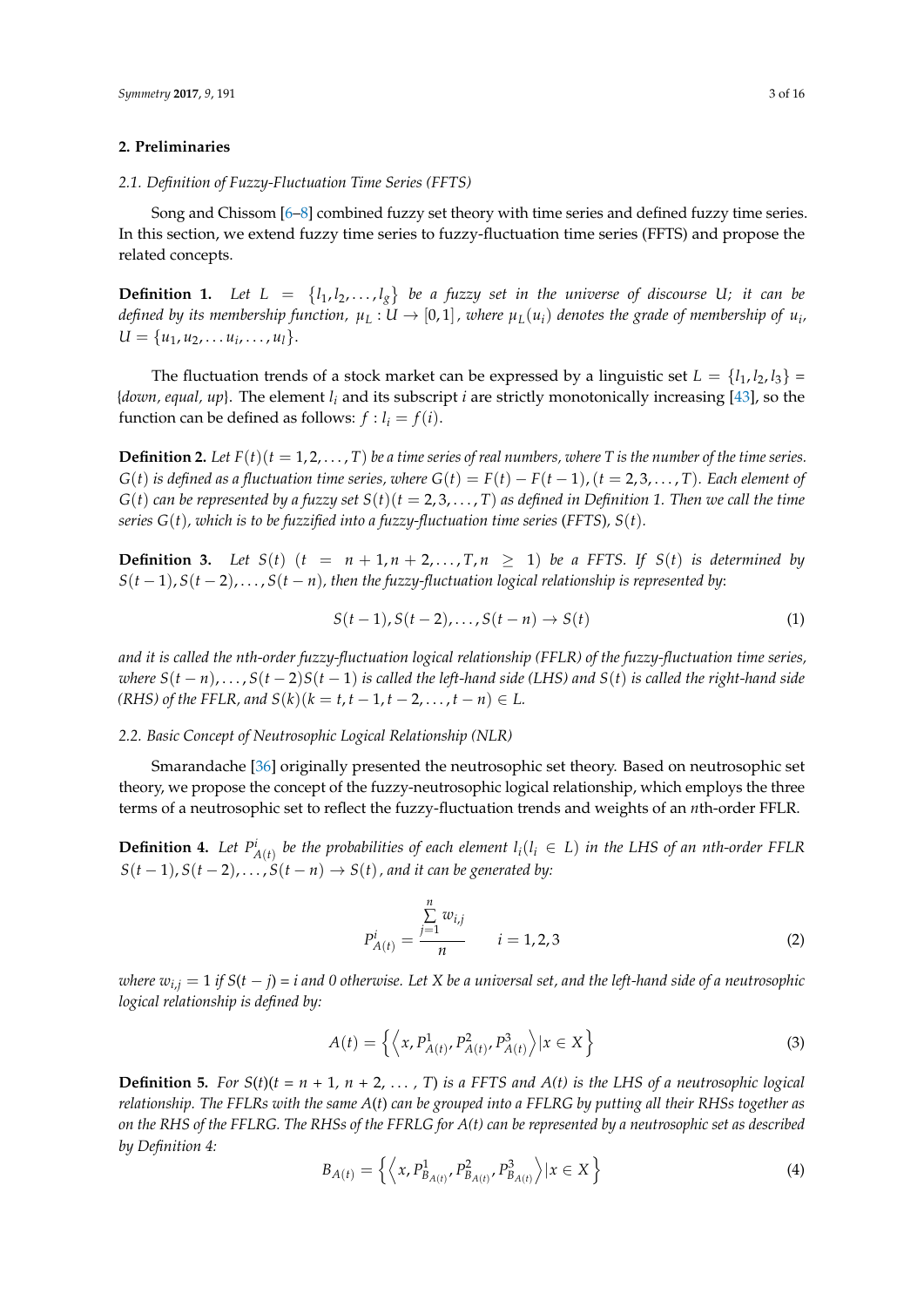## 2. Preliminaries

### *2.1. Definition of Fuzzy-Fluctuation Time Series (FFTS)*

Song and Chissom [6–8] combined fuzzy set theory with time series and defined fuzzy time series. In this section, we extend fuzzy time series to fuzzy-fluctuation time series (FFTS) and propose the related concepts.

**Definition 1.** *Let $L = \{l_1, l_2, \ldots, l_g\}$ be a fuzzy set in the universe of discourse U; it can be defined by its membership function, $\mu_L : U \to [0,1]$, where $\mu_L(u_i)$ denotes the grade of membership of $u_i$, $U = \{u_1, u_2, \ldots u_i, \ldots, u_l\}$.*

The fluctuation trends of a stock market can be expressed by a linguistic set $L = \{l_1, l_2, l_3\}$ = {*down, equal, up*}. The element $l_i$ and its subscript $i$ are strictly monotonically increasing [43], so the function can be defined as follows: $f : l_i = f(i)$.

**Definition 2.** *Let $F(t)(t = 1, 2, \ldots, T)$ be a time series of real numbers, where T is the number of the time series. $G(t)$ is defined as a fluctuation time series, where $G(t) = F(t) - F(t-1), (t = 2, 3, \ldots, T)$. Each element of $G(t)$ can be represented by a fuzzy set $S(t)(t = 2, 3, \ldots, T)$ as defined in Definition 1. Then we call the time series $G(t)$, which is to be fuzzified into a fuzzy-fluctuation time series (FFTS), $S(t)$.*

**Definition 3.** *Let $S(t)$ $(t = n+1, n+2, \ldots, T, n \geq 1)$ be a FFTS. If $S(t)$ is determined by $S(t-1), S(t-2), \ldots, S(t-n)$, then the fuzzy-fluctuation logical relationship is represented by:*

$$S(t-1), S(t-2), \ldots, S(t-n) \to S(t) \tag{1}$$

*and it is called the nth-order fuzzy-fluctuation logical relationship (FFLR) of the fuzzy-fluctuation time series, where $S(t-n), \ldots, S(t-2)S(t-1)$ is called the left-hand side (LHS) and $S(t)$ is called the right-hand side (RHS) of the FFLR, and $S(k)(k = t, t-1, t-2, \ldots, t-n) \in L$.*

### *2.2. Basic Concept of Neutrosophic Logical Relationship (NLR)*

Smarandache [36] originally presented the neutrosophic set theory. Based on neutrosophic set theory, we propose the concept of the fuzzy-neutrosophic logical relationship, which employs the three terms of a neutrosophic set to reflect the fuzzy-fluctuation trends and weights of an *n*th-order FFLR.

**Definition 4.** *Let $P^i_{A(t)}$ be the probabilities of each element $l_i (l_i \in L)$ in the LHS of an nth-order FFLR $S(t-1), S(t-2), \ldots, S(t-n) \to S(t)$, and it can be generated by:*

$$P^i_{A(t)} = \frac{\sum_{j=1}^{n} w_{i,j}}{n} \qquad i = 1, 2, 3 \tag{2}$$

*where $w_{i,j} = 1$ if $S(t-j) = i$ and 0 otherwise. Let X be a universal set, and the left-hand side of a neutrosophic logical relationship is defined by:*

$$A(t) = \left\{ \left\langle x, P^1_{A(t)}, P^2_{A(t)}, P^3_{A(t)} \right\rangle | x \in X \right\} \tag{3}$$

**Definition 5.** *For $S(t)(t = n+1, n+2, \ldots, T)$ is a FFTS and A(t) is the LHS of a neutrosophic logical relationship. The FFLRs with the same A(t) can be grouped into a FFLRG by putting all their RHSs together as on the RHS of the FFLRG. The RHSs of the FFRLG for A(t) can be represented by a neutrosophic set as described by Definition 4:*

$$B_{A(t)} = \left\{ \left\langle x, P^1_{B_{A(t)}}, P^2_{B_{A(t)}}, P^3_{B_{A(t)}} \right\rangle | x \in X \right\} \tag{4}$$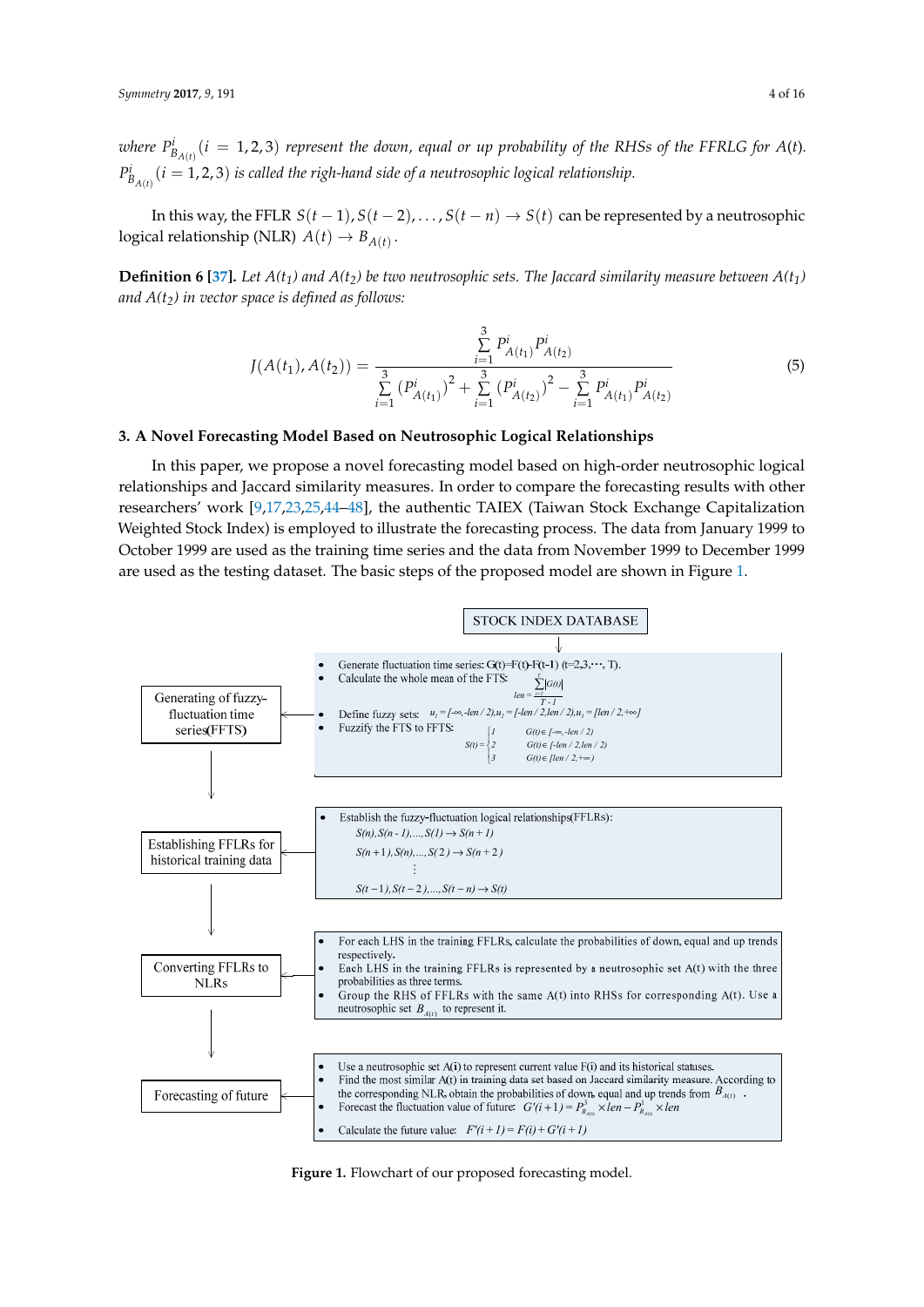*where* $P^i_{B_{A(t)}}(i = 1,2,3)$ *represent the down, equal or up probability of the RHSs of the FFRLG for* $A(t)$. $P^i_{B_{A(t)}}(i = 1,2,3)$ *is called the righ-hand side of a neutrosophic logical relationship.*

In this way, the FFLR $S(t-1), S(t-2), \ldots, S(t-n) \rightarrow S(t)$ can be represented by a neutrosophic logical relationship (NLR) $A(t) \rightarrow B_{A(t)}$.

**Definition 6 [37].** *Let* $A(t_1)$ *and* $A(t_2)$ *be two neutrosophic sets. The Jaccard similarity measure between* $A(t_1)$ *and* $A(t_2)$ *in vector space is defined as follows:*

$$J(A(t_1), A(t_2)) = \frac{\sum_{i=1}^{3} P^i_{A(t_1)} P^i_{A(t_2)}}{\sum_{i=1}^{3} (P^i_{A(t_1)})^2 + \sum_{i=1}^{3} (P^i_{A(t_2)})^2 - \sum_{i=1}^{3} P^i_{A(t_1)} P^i_{A(t_2)}} \tag{5}$$

## 3. A Novel Forecasting Model Based on Neutrosophic Logical Relationships

In this paper, we propose a novel forecasting model based on high-order neutrosophic logical relationships and Jaccard similarity measures. In order to compare the forecasting results with other researchers' work [9,17,23,25,44–48], the authentic TAIEX (Taiwan Stock Exchange Capitalization Weighted Stock Index) is employed to illustrate the forecasting process. The data from January 1999 to October 1999 are used as the training time series and the data from November 1999 to December 1999 are used as the testing dataset. The basic steps of the proposed model are shown in Figure 1.

STOCK INDEX DATABASE

**Generating of fuzzy-fluctuation time series (FFTS)**

- Generate fluctuation time series: $G(t)=F(t)-F(t-1)$ $(t=2,3,\cdots,T)$.
- Calculate the whole mean of the FTS: $len = \frac{\sum_{t=2}^{T}|G(t)|}{T-1}$
- Define fuzzy sets: $u_1 = [-\infty, -len/2), u_2 = [-len/2, len/2), u_3 = [len/2, +\infty]$
- Fuzzify the FTS to FFTS: $S(t) = \begin{cases} 1 & G(t) \in [-\infty, -len/2) \\ 2 & G(t) \in [-len/2, len/2) \\ 3 & G(t) \in [len/2, +\infty) \end{cases}$

**Establishing FFLRs for historical training data**

- Establish the fuzzy-fluctuation logical relationships(FFLRs):

$S(n), S(n-1), \ldots, S(1) \rightarrow S(n+1)$

$S(n+1), S(n), \ldots, S(2) \rightarrow S(n+2)$

$\vdots$

$S(t-1), S(t-2), \ldots, S(t-n) \rightarrow S(t)$

**Converting FFLRs to NLRs**

- For each LHS in the training FFLRs, calculate the probabilities of down, equal and up trends respectively.
- Each LHS in the training FFLRs is represented by a neutrosophic set A(t) with the three probabilities as three terms.
- Group the RHS of FFLRs with the same A(t) into RHSs for corresponding A(t). Use a neutrosophic set $B_{A(t)}$ to represent it.

**Forecasting of future**

- Use a neutrosophic set A(i) to represent current value F(i) and its historical statuses.
- Find the most similar A(t) in training data set based on Jaccard similarity measure. According to the corresponding NLR, obtain the probabilities of down, equal and up trends from $B_{A(t)}$.
- Forecast the fluctuation value of future: $G'(i+1) = P^3_{B_{A(t)}} \times len - P^1_{B_{A(t)}} \times len$
- Calculate the future value: $F'(i+1) = F(i) + G'(i+1)$

**Figure 1.** Flowchart of our proposed forecasting model.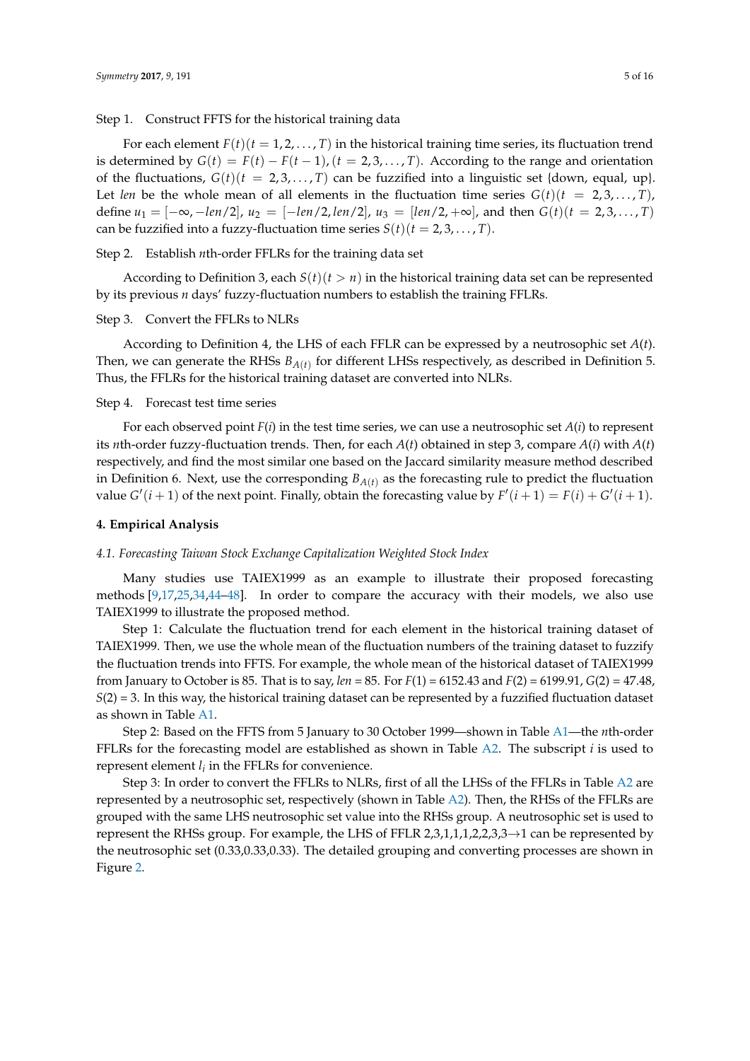Step 1. Construct FFTS for the historical training data

For each element $F(t)(t = 1, 2, \ldots, T)$ in the historical training time series, its fluctuation trend is determined by $G(t) = F(t) - F(t-1), (t = 2, 3, \ldots, T)$. According to the range and orientation of the fluctuations, $G(t)(t = 2, 3, \ldots, T)$ can be fuzzified into a linguistic set {down, equal, up}. Let *len* be the whole mean of all elements in the fluctuation time series $G(t)(t = 2, 3, \ldots, T)$, define $u_1 = [-\infty, -len/2]$, $u_2 = [-len/2, len/2]$, $u_3 = [len/2, +\infty]$, and then $G(t)(t = 2, 3, \ldots, T)$ can be fuzzified into a fuzzy-fluctuation time series $S(t)(t = 2, 3, \ldots, T)$.

Step 2. Establish *n*th-order FFLRs for the training data set

According to Definition 3, each $S(t)(t > n)$ in the historical training data set can be represented by its previous *n* days' fuzzy-fluctuation numbers to establish the training FFLRs.

Step 3. Convert the FFLRs to NLRs

According to Definition 4, the LHS of each FFLR can be expressed by a neutrosophic set $A(t)$. Then, we can generate the RHSs $B_{A(t)}$ for different LHSs respectively, as described in Definition 5. Thus, the FFLRs for the historical training dataset are converted into NLRs.

Step 4. Forecast test time series

For each observed point $F(i)$ in the test time series, we can use a neutrosophic set $A(i)$ to represent its *n*th-order fuzzy-fluctuation trends. Then, for each $A(t)$ obtained in step 3, compare $A(i)$ with $A(t)$ respectively, and find the most similar one based on the Jaccard similarity measure method described in Definition 6. Next, use the corresponding $B_{A(t)}$ as the forecasting rule to predict the fluctuation value $G'(i+1)$ of the next point. Finally, obtain the forecasting value by $F'(i+1) = F(i) + G'(i+1)$.

## 4. Empirical Analysis

### 4.1. Forecasting Taiwan Stock Exchange Capitalization Weighted Stock Index

Many studies use TAIEX1999 as an example to illustrate their proposed forecasting methods [9,17,25,34,44–48]. In order to compare the accuracy with their models, we also use TAIEX1999 to illustrate the proposed method.

Step 1: Calculate the fluctuation trend for each element in the historical training dataset of TAIEX1999. Then, we use the whole mean of the fluctuation numbers of the training dataset to fuzzify the fluctuation trends into FFTS. For example, the whole mean of the historical dataset of TAIEX1999 from January to October is 85. That is to say, *len* = 85. For $F(1) = 6152.43$ and $F(2) = 6199.91$, $G(2) = 47.48$, $S(2) = 3$. In this way, the historical training dataset can be represented by a fuzzified fluctuation dataset as shown in Table A1.

Step 2: Based on the FFTS from 5 January to 30 October 1999—shown in Table A1—the *n*th-order FFLRs for the forecasting model are established as shown in Table A2. The subscript *i* is used to represent element $l_i$ in the FFLRs for convenience.

Step 3: In order to convert the FFLRs to NLRs, first of all the LHSs of the FFLRs in Table A2 are represented by a neutrosophic set, respectively (shown in Table A2). Then, the RHSs of the FFLRs are grouped with the same LHS neutrosophic set value into the RHSs group. A neutrosophic set is used to represent the RHSs group. For example, the LHS of FFLR 2,3,1,1,1,2,2,3,3→1 can be represented by the neutrosophic set (0.33,0.33,0.33). The detailed grouping and converting processes are shown in Figure 2.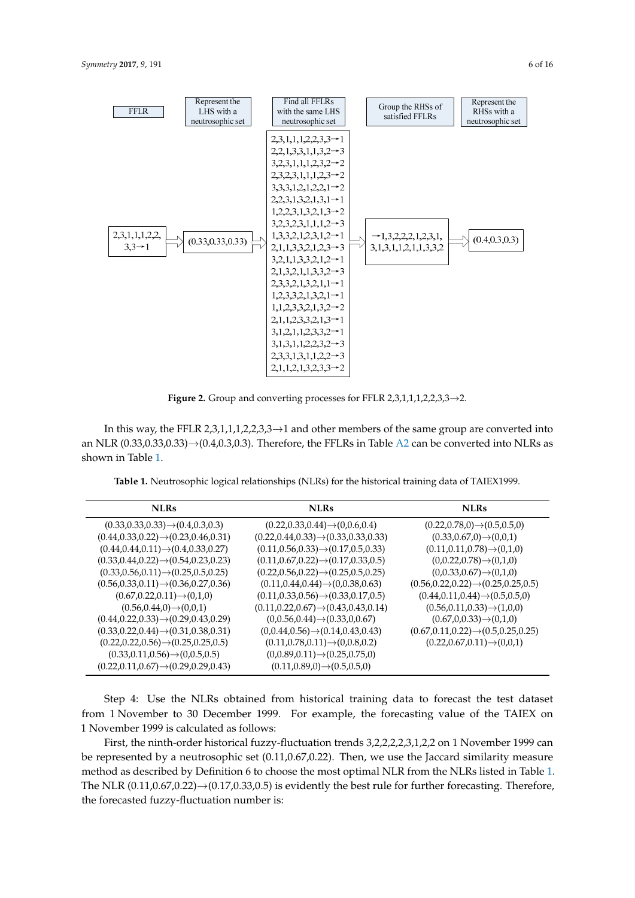FFLR | Represent the LHS with a neutrosophic set | Find all FFLRs with the same LHS neutrosophic set | Group the RHSs of satisfied FFLRs | Represent the RHSs with a neutrosophic set

2,3,1,1,1,2,2,3,3→1 ⇒ (0.33,0.33,0.33) ⇒

2,3,1,1,1,2,2,3,3→1
2,2,1,3,3,1,1,3,2→3
3,2,3,1,1,1,2,3,2→2
2,3,2,3,1,1,1,2,3→2
3,3,3,1,2,1,2,2,1→2
2,2,3,1,3,2,1,3,1→1
1,2,2,3,1,3,2,1,3→2
3,2,3,2,3,1,1,1,2→3
1,3,3,2,1,2,3,1,2→1
2,1,1,3,3,2,1,2,3→3
3,2,1,1,3,3,2,1,2→1
2,1,3,2,1,1,3,3,2→3
2,3,3,2,1,3,2,1,1→1
1,2,3,3,2,1,3,2,1→1
1,1,2,3,3,2,1,3,2→2
2,1,1,2,3,3,2,1,3→1
3,1,2,1,1,2,3,3,2→1
3,1,3,1,1,2,2,3,2→3
2,3,3,1,3,1,1,2,2→3
2,1,1,2,1,3,2,3,3→2

⇒ →1,3,2,2,2,1,2,3,1,3,1,3,1,1,2,1,1,3,3,2 ⇒ (0.4,0.3,0.3)

**Figure 2.** Group and converting processes for FFLR 2,3,1,1,1,2,2,3,3→2.

In this way, the FFLR 2,3,1,1,1,2,2,3,3→1 and other members of the same group are converted into an NLR (0.33,0.33,0.33)→(0.4,0.3,0.3). Therefore, the FFLRs in Table A2 can be converted into NLRs as shown in Table 1.

**Table 1.** Neutrosophic logical relationships (NLRs) for the historical training data of TAIEX1999.

| NLRs | NLRs | NLRs |
|---|---|---|
| (0.33,0.33,0.33)→(0.4,0.3,0.3) | (0.22,0.33,0.44)→(0,0.6,0.4) | (0.22,0.78,0)→(0.5,0.5,0) |
| (0.44,0.33,0.22)→(0.23,0.46,0.31) | (0.22,0.44,0.33)→(0.33,0.33,0.33) | (0.33,0.67,0)→(0,0,1) |
| (0.44,0.44,0.11)→(0.4,0.33,0.27) | (0.11,0.56,0.33)→(0.17,0.5,0.33) | (0.11,0.11,0.78)→(0,1,0) |
| (0.33,0.44,0.22)→(0.54,0.23,0.23) | (0.11,0.67,0.22)→(0.17,0.33,0.5) | (0,0.22,0.78)→(0,1,0) |
| (0.33,0.56,0.11)→(0.25,0.5,0.25) | (0.22,0.56,0.22)→(0.25,0.5,0.25) | (0,0.33,0.67)→(0,1,0) |
| (0.56,0.33,0.11)→(0.36,0.27,0.36) | (0.11,0.44,0.44)→(0,0.38,0.63) | (0.56,0.22,0.22)→(0.25,0.25,0.5) |
| (0.67,0.22,0.11)→(0,1,0) | (0.11,0.33,0.56)→(0.33,0.17,0.5) | (0.44,0.11,0.44)→(0.5,0.5,0) |
| (0.56,0.44,0)→(0,0,1) | (0.11,0.22,0.67)→(0.43,0.43,0.14) | (0.56,0.11,0.33)→(1,0,0) |
| (0.44,0.22,0.33)→(0.29,0.43,0.29) | (0,0.56,0.44)→(0.33,0,0.67) | (0.67,0,0.33)→(0,1,0) |
| (0.33,0.22,0.44)→(0.31,0.38,0.31) | (0,0.44,0.56)→(0.14,0.43,0.43) | (0.67,0.11,0.22)→(0.5,0.25,0.25) |
| (0.22,0.22,0.56)→(0.25,0.25,0.5) | (0.11,0.78,0.11)→(0,0.8,0.2) | (0.22,0.67,0.11)→(0,0,1) |
| (0.33,0.11,0.56)→(0,0.5,0.5) | (0,0.89,0.11)→(0.25,0.75,0) | |
| (0.22,0.11,0.67)→(0.29,0.29,0.43) | (0.11,0.89,0)→(0.5,0.5,0) | |

Step 4: Use the NLRs obtained from historical training data to forecast the test dataset from 1 November to 30 December 1999. For example, the forecasting value of the TAIEX on 1 November 1999 is calculated as follows:

First, the ninth-order historical fuzzy-fluctuation trends 3,2,2,2,2,3,1,2,2 on 1 November 1999 can be represented by a neutrosophic set (0.11,0.67,0.22). Then, we use the Jaccard similarity measure method as described by Definition 6 to choose the most optimal NLR from the NLRs listed in Table 1. The NLR (0.11,0.67,0.22)→(0.17,0.33,0.5) is evidently the best rule for further forecasting. Therefore, the forecasted fuzzy-fluctuation number is: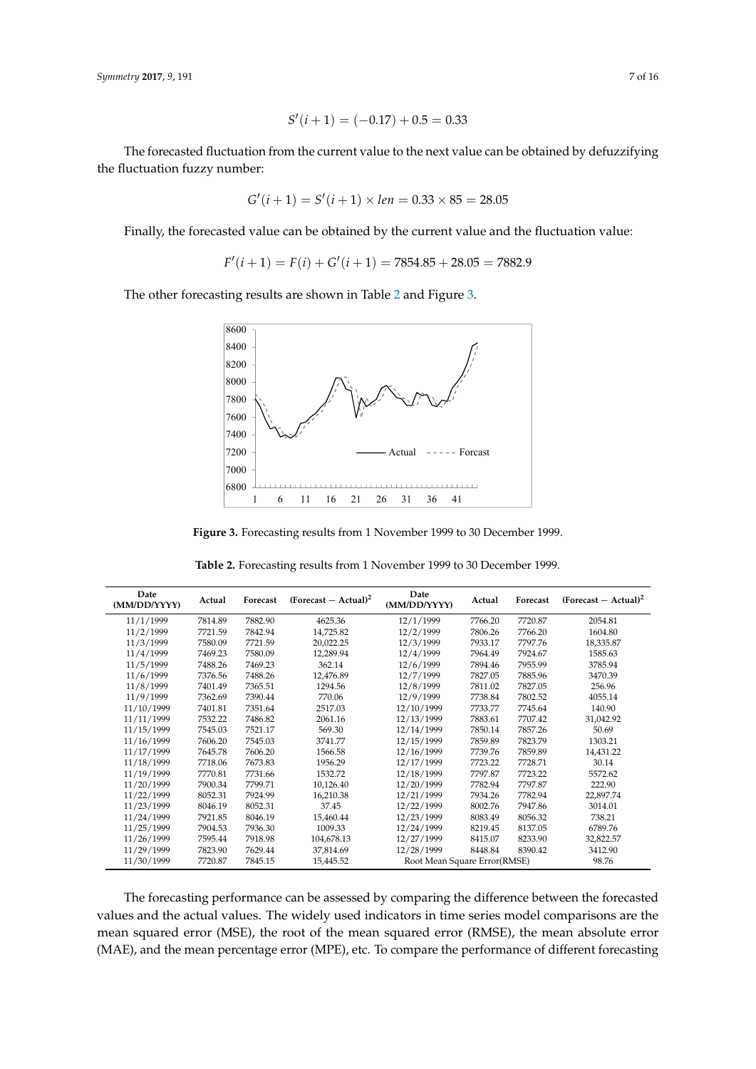$$S'(i+1) = (-0.17) + 0.5 = 0.33$$

The forecasted fluctuation from the current value to the next value can be obtained by defuzzifying the fluctuation fuzzy number:

$$G'(i+1) = S'(i+1) \times len = 0.33 \times 85 = 28.05$$

Finally, the forecasted value can be obtained by the current value and the fluctuation value:

$$F'(i+1) = F(i) + G'(i+1) = 7854.85 + 28.05 = 7882.9$$

The other forecasting results are shown in Table 2 and Figure 3.

**Figure 3.** Forecasting results from 1 November 1999 to 30 December 1999.

**Table 2.** Forecasting results from 1 November 1999 to 30 December 1999.

| Date (MM/DD/YYYY) | Actual | Forecast | (Forecast − Actual)$^2$ | Date (MM/DD/YYYY) | Actual | Forecast | (Forecast − Actual)$^2$ |
|---|---|---|---|---|---|---|---|
| 11/1/1999 | 7814.89 | 7882.90 | 4625.36 | 12/1/1999 | 7766.20 | 7720.87 | 2054.81 |
| 11/2/1999 | 7721.59 | 7842.94 | 14,725.82 | 12/2/1999 | 7806.26 | 7766.20 | 1604.80 |
| 11/3/1999 | 7580.09 | 7721.59 | 20,022.25 | 12/3/1999 | 7933.17 | 7797.76 | 18,335.87 |
| 11/4/1999 | 7469.23 | 7580.09 | 12,289.94 | 12/4/1999 | 7964.49 | 7924.67 | 1585.63 |
| 11/5/1999 | 7488.26 | 7469.23 | 362.14 | 12/6/1999 | 7894.46 | 7955.99 | 3785.94 |
| 11/6/1999 | 7376.56 | 7488.26 | 12,476.89 | 12/7/1999 | 7827.05 | 7885.96 | 3470.39 |
| 11/8/1999 | 7401.49 | 7365.51 | 1294.56 | 12/8/1999 | 7811.02 | 7827.05 | 256.96 |
| 11/9/1999 | 7362.69 | 7390.44 | 770.06 | 12/9/1999 | 7738.84 | 7802.52 | 4055.14 |
| 11/10/1999 | 7401.81 | 7351.64 | 2517.03 | 12/10/1999 | 7733.77 | 7745.64 | 140.90 |
| 11/11/1999 | 7532.22 | 7486.82 | 2061.16 | 12/13/1999 | 7883.61 | 7707.42 | 31,042.92 |
| 11/15/1999 | 7545.03 | 7521.17 | 569.30 | 12/14/1999 | 7850.14 | 7857.26 | 50.69 |
| 11/16/1999 | 7606.20 | 7545.03 | 3741.77 | 12/15/1999 | 7859.89 | 7823.79 | 1303.21 |
| 11/17/1999 | 7645.78 | 7606.20 | 1566.58 | 12/16/1999 | 7739.76 | 7859.89 | 14,431.22 |
| 11/18/1999 | 7718.06 | 7673.83 | 1956.29 | 12/17/1999 | 7723.22 | 7728.71 | 30.14 |
| 11/19/1999 | 7770.81 | 7731.66 | 1532.72 | 12/18/1999 | 7797.87 | 7723.22 | 5572.62 |
| 11/20/1999 | 7900.34 | 7799.71 | 10,126.40 | 12/20/1999 | 7782.94 | 7797.87 | 222.90 |
| 11/22/1999 | 8052.31 | 7924.99 | 16,210.38 | 12/21/1999 | 7934.26 | 7782.94 | 22,897.74 |
| 11/23/1999 | 8046.19 | 8052.31 | 37.45 | 12/22/1999 | 8002.76 | 7947.86 | 3014.01 |
| 11/24/1999 | 7921.85 | 8046.19 | 15,460.44 | 12/23/1999 | 8083.49 | 8056.32 | 738.21 |
| 11/25/1999 | 7904.53 | 7936.30 | 1009.33 | 12/24/1999 | 8219.45 | 8137.05 | 6789.76 |
| 11/26/1999 | 7595.44 | 7918.98 | 104,678.13 | 12/27/1999 | 8415.07 | 8233.90 | 32,822.57 |
| 11/29/1999 | 7823.90 | 7629.44 | 37,814.69 | 12/28/1999 | 8448.84 | 8390.42 | 3412.90 |
| 11/30/1999 | 7720.87 | 7845.15 | 15,445.52 | Root Mean Square Error(RMSE) | | | 98.76 |

The forecasting performance can be assessed by comparing the difference between the forecasted values and the actual values. The widely used indicators in time series model comparisons are the mean squared error (MSE), the root of the mean squared error (RMSE), the mean absolute error (MAE), and the mean percentage error (MPE), etc. To compare the performance of different forecasting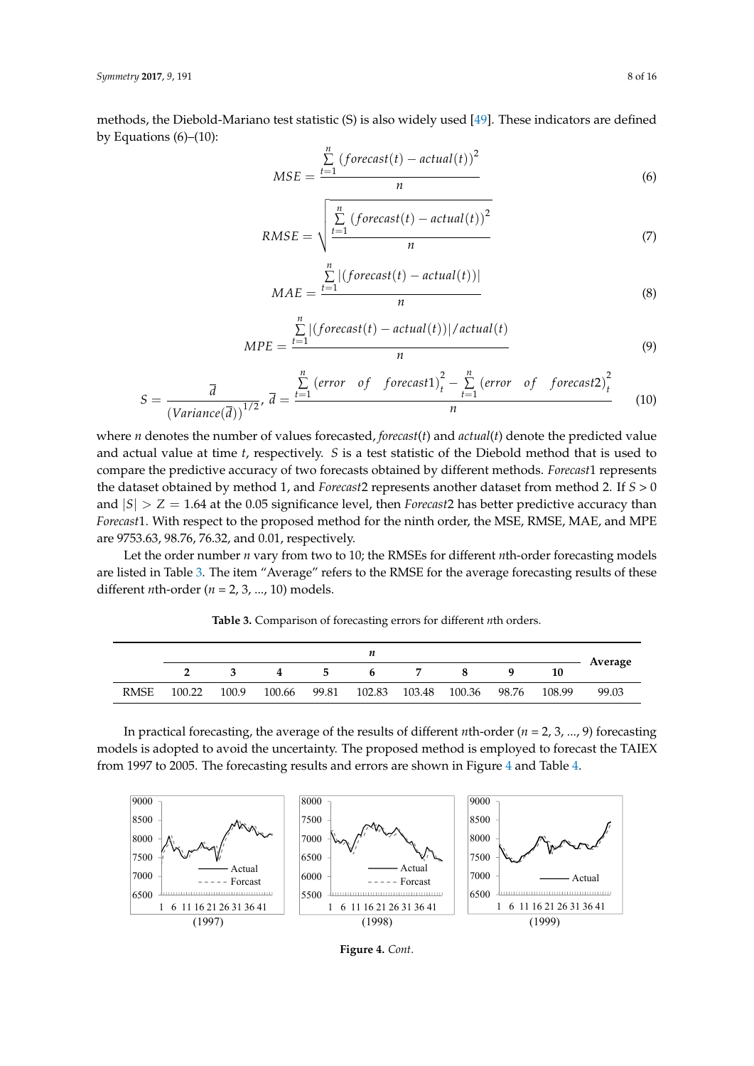methods, the Diebold-Mariano test statistic (S) is also widely used [49]. These indicators are defined by Equations (6)–(10):

$$MSE = \frac{\sum_{t=1}^{n} (forecast(t) - actual(t))^2}{n} \tag{6}$$

$$RMSE = \sqrt{\frac{\sum_{t=1}^{n} (forecast(t) - actual(t))^2}{n}} \tag{7}$$

$$MAE = \frac{\sum_{t=1}^{n} |(forecast(t) - actual(t))|}{n} \tag{8}$$

$$MPE = \frac{\sum_{t=1}^{n} |(forecast(t) - actual(t))| / actual(t)}{n} \tag{9}$$

$$S = \frac{\overline{d}}{(Variance(\overline{d}))^{1/2}}, \ \overline{d} = \frac{\sum_{t=1}^{n} (error \quad of \quad forecast1)_t^2 - \sum_{t=1}^{n} (error \quad of \quad forecast2)_t^2}{n} \tag{10}$$

where $n$ denotes the number of values forecasted, $forecast(t)$ and $actual(t)$ denote the predicted value and actual value at time $t$, respectively. $S$ is a test statistic of the Diebold method that is used to compare the predictive accuracy of two forecasts obtained by different methods. *Forecast*1 represents the dataset obtained by method 1, and *Forecast*2 represents another dataset from method 2. If $S > 0$ and $|S| > Z = 1.64$ at the 0.05 significance level, then *Forecast*2 has better predictive accuracy than *Forecast*1. With respect to the proposed method for the ninth order, the MSE, RMSE, MAE, and MPE are 9753.63, 98.76, 76.32, and 0.01, respectively.

Let the order number $n$ vary from two to 10; the RMSEs for different $n$th-order forecasting models are listed in Table 3. The item "Average" refers to the RMSE for the average forecasting results of these different $n$th-order ($n$ = 2, 3, ..., 10) models.

**Table 3.** Comparison of forecasting errors for different $n$th orders.

| | $n$ | | | | | | | | | Average |
|---|---|---|---|---|---|---|---|---|---|---|
| | 2 | 3 | 4 | 5 | 6 | 7 | 8 | 9 | 10 | |
| RMSE | 100.22 | 100.9 | 100.66 | 99.81 | 102.83 | 103.48 | 100.36 | 98.76 | 108.99 | 99.03 |

In practical forecasting, the average of the results of different $n$th-order ($n$ = 2, 3, ..., 9) forecasting models is adopted to avoid the uncertainty. The proposed method is employed to forecast the TAIEX from 1997 to 2005. The forecasting results and errors are shown in Figure 4 and Table 4.

**Figure 4.** *Cont.*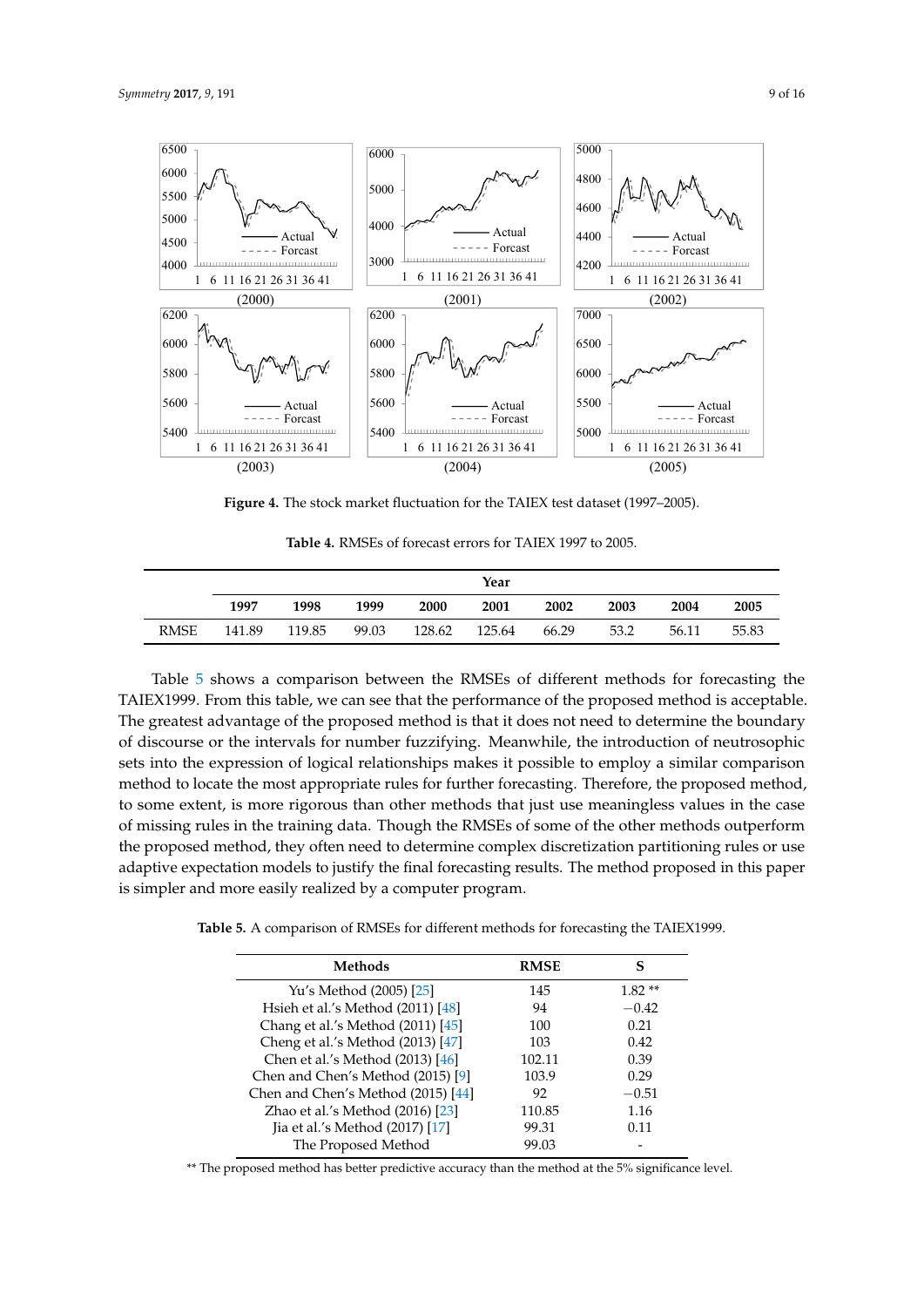**Figure 4.** The stock market fluctuation for the TAIEX test dataset (1997–2005).

**Table 4.** RMSEs of forecast errors for TAIEX 1997 to 2005.

| | Year | | | | | | | | |
|---|---|---|---|---|---|---|---|---|---|
| | **1997** | **1998** | **1999** | **2000** | **2001** | **2002** | **2003** | **2004** | **2005** |
| RMSE | 141.89 | 119.85 | 99.03 | 128.62 | 125.64 | 66.29 | 53.2 | 56.11 | 55.83 |

Table 5 shows a comparison between the RMSEs of different methods for forecasting the TAIEX1999. From this table, we can see that the performance of the proposed method is acceptable. The greatest advantage of the proposed method is that it does not need to determine the boundary of discourse or the intervals for number fuzzifying. Meanwhile, the introduction of neutrosophic sets into the expression of logical relationships makes it possible to employ a similar comparison method to locate the most appropriate rules for further forecasting. Therefore, the proposed method, to some extent, is more rigorous than other methods that just use meaningless values in the case of missing rules in the training data. Though the RMSEs of some of the other methods outperform the proposed method, they often need to determine complex discretization partitioning rules or use adaptive expectation models to justify the final forecasting results. The method proposed in this paper is simpler and more easily realized by a computer program.

**Table 5.** A comparison of RMSEs for different methods for forecasting the TAIEX1999.

| **Methods** | **RMSE** | **S** |
|---|---|---|
| Yu's Method (2005) [25] | 145 | 1.82 ** |
| Hsieh et al.'s Method (2011) [48] | 94 | −0.42 |
| Chang et al.'s Method (2011) [45] | 100 | 0.21 |
| Cheng et al.'s Method (2013) [47] | 103 | 0.42 |
| Chen et al.'s Method (2013) [46] | 102.11 | 0.39 |
| Chen and Chen's Method (2015) [9] | 103.9 | 0.29 |
| Chen and Chen's Method (2015) [44] | 92 | −0.51 |
| Zhao et al.'s Method (2016) [23] | 110.85 | 1.16 |
| Jia et al.'s Method (2017) [17] | 99.31 | 0.11 |
| The Proposed Method | 99.03 | - |

** The proposed method has better predictive accuracy than the method at the 5% significance level.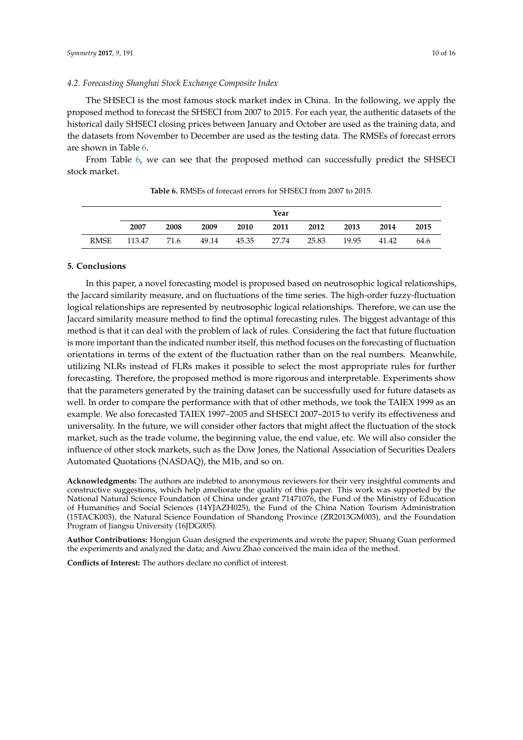### 4.2. Forecasting Shanghai Stock Exchange Composite Index

The SHSECI is the most famous stock market index in China. In the following, we apply the proposed method to forecast the SHSECI from 2007 to 2015. For each year, the authentic datasets of the historical daily SHSECI closing prices between January and October are used as the training data, and the datasets from November to December are used as the testing data. The RMSEs of forecast errors are shown in Table 6.

From Table 6, we can see that the proposed method can successfully predict the SHSECI stock market.

**Table 6.** RMSEs of forecast errors for SHSECI from 2007 to 2015.

| | Year | | | | | | | | |
|---|---|---|---|---|---|---|---|---|---|
| | **2007** | **2008** | **2009** | **2010** | **2011** | **2012** | **2013** | **2014** | **2015** |
| RMSE | 113.47 | 71.6 | 49.14 | 45.35 | 27.74 | 25.83 | 19.95 | 41.42 | 64.6 |

## 5. Conclusions

In this paper, a novel forecasting model is proposed based on neutrosophic logical relationships, the Jaccard similarity measure, and on fluctuations of the time series. The high-order fuzzy-fluctuation logical relationships are represented by neutrosophic logical relationships. Therefore, we can use the Jaccard similarity measure method to find the optimal forecasting rules. The biggest advantage of this method is that it can deal with the problem of lack of rules. Considering the fact that future fluctuation is more important than the indicated number itself, this method focuses on the forecasting of fluctuation orientations in terms of the extent of the fluctuation rather than on the real numbers. Meanwhile, utilizing NLRs instead of FLRs makes it possible to select the most appropriate rules for further forecasting. Therefore, the proposed method is more rigorous and interpretable. Experiments show that the parameters generated by the training dataset can be successfully used for future datasets as well. In order to compare the performance with that of other methods, we took the TAIEX 1999 as an example. We also forecasted TAIEX 1997–2005 and SHSECI 2007–2015 to verify its effectiveness and universality. In the future, we will consider other factors that might affect the fluctuation of the stock market, such as the trade volume, the beginning value, the end value, etc. We will also consider the influence of other stock markets, such as the Dow Jones, the National Association of Securities Dealers Automated Quotations (NASDAQ), the M1b, and so on.

**Acknowledgments:** The authors are indebted to anonymous reviewers for their very insightful comments and constructive suggestions, which help ameliorate the quality of this paper. This work was supported by the National Natural Science Foundation of China under grant 71471076, the Fund of the Ministry of Education of Humanities and Social Sciences (14YJAZH025), the Fund of the China Nation Tourism Administration (15TACK003), the Natural Science Foundation of Shandong Province (ZR2013GM003), and the Foundation Program of Jiangsu University (16JDG005).

**Author Contributions:** Hongjun Guan designed the experiments and wrote the paper; Shuang Guan performed the experiments and analyzed the data; and Aiwu Zhao conceived the main idea of the method.

**Conflicts of Interest:** The authors declare no conflict of interest.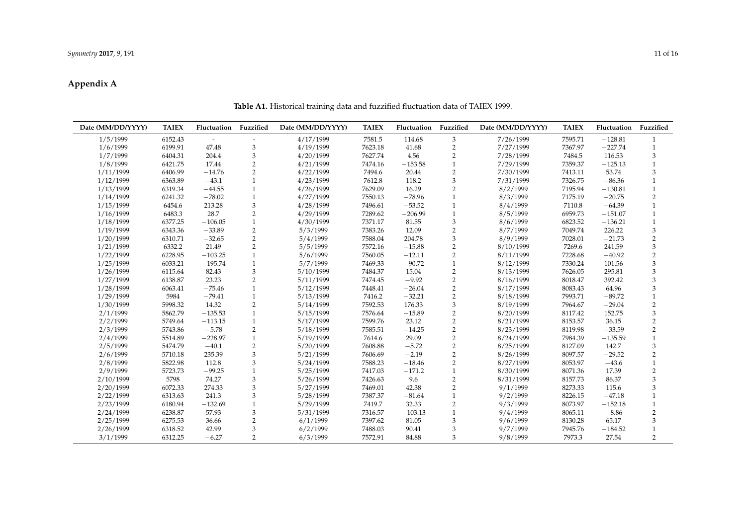## Appendix A

**Table A1.** Historical training data and fuzzified fluctuation data of TAIEX 1999.

| Date (MM/DD/YYYY) | TAIEX | Fluctuation | Fuzzified | Date (MM/DD/YYYY) | TAIEX | Fluctuation | Fuzzified | Date (MM/DD/YYYY) | TAIEX | Fluctuation | Fuzzified |
|---|---|---|---|---|---|---|---|---|---|---|---|
| 1/5/1999 | 6152.43 | - | - | 4/17/1999 | 7581.5 | 114.68 | 3 | 7/26/1999 | 7595.71 | −128.81 | 1 |
| 1/6/1999 | 6199.91 | 47.48 | 3 | 4/19/1999 | 7623.18 | 41.68 | 2 | 7/27/1999 | 7367.97 | −227.74 | 1 |
| 1/7/1999 | 6404.31 | 204.4 | 3 | 4/20/1999 | 7627.74 | 4.56 | 2 | 7/28/1999 | 7484.5 | 116.53 | 3 |
| 1/8/1999 | 6421.75 | 17.44 | 2 | 4/21/1999 | 7474.16 | −153.58 | 1 | 7/29/1999 | 7359.37 | −125.13 | 1 |
| 1/11/1999 | 6406.99 | −14.76 | 2 | 4/22/1999 | 7494.6 | 20.44 | 2 | 7/30/1999 | 7413.11 | 53.74 | 3 |
| 1/12/1999 | 6363.89 | −43.1 | 1 | 4/23/1999 | 7612.8 | 118.2 | 3 | 7/31/1999 | 7326.75 | −86.36 | 1 |
| 1/13/1999 | 6319.34 | −44.55 | 1 | 4/26/1999 | 7629.09 | 16.29 | 2 | 8/2/1999 | 7195.94 | −130.81 | 1 |
| 1/14/1999 | 6241.32 | −78.02 | 1 | 4/27/1999 | 7550.13 | −78.96 | 1 | 8/3/1999 | 7175.19 | −20.75 | 2 |
| 1/15/1999 | 6454.6 | 213.28 | 3 | 4/28/1999 | 7496.61 | −53.52 | 1 | 8/4/1999 | 7110.8 | −64.39 | 1 |
| 1/16/1999 | 6483.3 | 28.7 | 2 | 4/29/1999 | 7289.62 | −206.99 | 1 | 8/5/1999 | 6959.73 | −151.07 | 1 |
| 1/18/1999 | 6377.25 | −106.05 | 1 | 4/30/1999 | 7371.17 | 81.55 | 3 | 8/6/1999 | 6823.52 | −136.21 | 1 |
| 1/19/1999 | 6343.36 | −33.89 | 2 | 5/3/1999 | 7383.26 | 12.09 | 2 | 8/7/1999 | 7049.74 | 226.22 | 3 |
| 1/20/1999 | 6310.71 | −32.65 | 2 | 5/4/1999 | 7588.04 | 204.78 | 3 | 8/9/1999 | 7028.01 | −21.73 | 2 |
| 1/21/1999 | 6332.2 | 21.49 | 2 | 5/5/1999 | 7572.16 | −15.88 | 2 | 8/10/1999 | 7269.6 | 241.59 | 3 |
| 1/22/1999 | 6228.95 | −103.25 | 1 | 5/6/1999 | 7560.05 | −12.11 | 2 | 8/11/1999 | 7228.68 | −40.92 | 2 |
| 1/25/1999 | 6033.21 | −195.74 | 1 | 5/7/1999 | 7469.33 | −90.72 | 1 | 8/12/1999 | 7330.24 | 101.56 | 3 |
| 1/26/1999 | 6115.64 | 82.43 | 3 | 5/10/1999 | 7484.37 | 15.04 | 2 | 8/13/1999 | 7626.05 | 295.81 | 3 |
| 1/27/1999 | 6138.87 | 23.23 | 2 | 5/11/1999 | 7474.45 | −9.92 | 2 | 8/16/1999 | 8018.47 | 392.42 | 3 |
| 1/28/1999 | 6063.41 | −75.46 | 1 | 5/12/1999 | 7448.41 | −26.04 | 2 | 8/17/1999 | 8083.43 | 64.96 | 3 |
| 1/29/1999 | 5984 | −79.41 | 1 | 5/13/1999 | 7416.2 | −32.21 | 2 | 8/18/1999 | 7993.71 | −89.72 | 1 |
| 1/30/1999 | 5998.32 | 14.32 | 2 | 5/14/1999 | 7592.53 | 176.33 | 3 | 8/19/1999 | 7964.67 | −29.04 | 2 |
| 2/1/1999 | 5862.79 | −135.53 | 1 | 5/15/1999 | 7576.64 | −15.89 | 2 | 8/20/1999 | 8117.42 | 152.75 | 3 |
| 2/2/1999 | 5749.64 | −113.15 | 1 | 5/17/1999 | 7599.76 | 23.12 | 2 | 8/21/1999 | 8153.57 | 36.15 | 2 |
| 2/3/1999 | 5743.86 | −5.78 | 2 | 5/18/1999 | 7585.51 | −14.25 | 2 | 8/23/1999 | 8119.98 | −33.59 | 2 |
| 2/4/1999 | 5514.89 | −228.97 | 1 | 5/19/1999 | 7614.6 | 29.09 | 2 | 8/24/1999 | 7984.39 | −135.59 | 1 |
| 2/5/1999 | 5474.79 | −40.1 | 2 | 5/20/1999 | 7608.88 | −5.72 | 2 | 8/25/1999 | 8127.09 | 142.7 | 3 |
| 2/6/1999 | 5710.18 | 235.39 | 3 | 5/21/1999 | 7606.69 | −2.19 | 2 | 8/26/1999 | 8097.57 | −29.52 | 2 |
| 2/8/1999 | 5822.98 | 112.8 | 3 | 5/24/1999 | 7588.23 | −18.46 | 2 | 8/27/1999 | 8053.97 | −43.6 | 1 |
| 2/9/1999 | 5723.73 | −99.25 | 1 | 5/25/1999 | 7417.03 | −171.2 | 1 | 8/30/1999 | 8071.36 | 17.39 | 2 |
| 2/10/1999 | 5798 | 74.27 | 3 | 5/26/1999 | 7426.63 | 9.6 | 2 | 8/31/1999 | 8157.73 | 86.37 | 3 |
| 2/20/1999 | 6072.33 | 274.33 | 3 | 5/27/1999 | 7469.01 | 42.38 | 2 | 9/1/1999 | 8273.33 | 115.6 | 3 |
| 2/22/1999 | 6313.63 | 241.3 | 3 | 5/28/1999 | 7387.37 | −81.64 | 1 | 9/2/1999 | 8226.15 | −47.18 | 1 |
| 2/23/1999 | 6180.94 | −132.69 | 1 | 5/29/1999 | 7419.7 | 32.33 | 2 | 9/3/1999 | 8073.97 | −152.18 | 1 |
| 2/24/1999 | 6238.87 | 57.93 | 3 | 5/31/1999 | 7316.57 | −103.13 | 1 | 9/4/1999 | 8065.11 | −8.86 | 2 |
| 2/25/1999 | 6275.53 | 36.66 | 2 | 6/1/1999 | 7397.62 | 81.05 | 3 | 9/6/1999 | 8130.28 | 65.17 | 3 |
| 2/26/1999 | 6318.52 | 42.99 | 3 | 6/2/1999 | 7488.03 | 90.41 | 3 | 9/7/1999 | 7945.76 | −184.52 | 1 |
| 3/1/1999 | 6312.25 | −6.27 | 2 | 6/3/1999 | 7572.91 | 84.88 | 3 | 9/8/1999 | 7973.3 | 27.54 | 2 |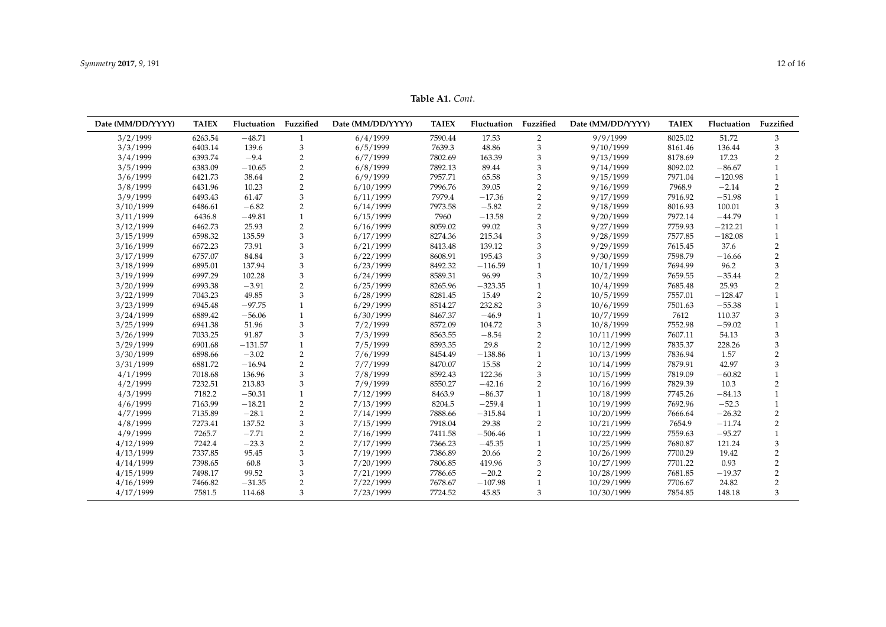**Table A1.** *Cont.*

| Date (MM/DD/YYYY) | TAIEX | Fluctuation | Fuzzified | Date (MM/DD/YYYY) | TAIEX | Fluctuation | Fuzzified | Date (MM/DD/YYYY) | TAIEX | Fluctuation | Fuzzified |
|---|---|---|---|---|---|---|---|---|---|---|---|
| 3/2/1999 | 6263.54 | −48.71 | 1 | 6/4/1999 | 7590.44 | 17.53 | 2 | 9/9/1999 | 8025.02 | 51.72 | 3 |
| 3/3/1999 | 6403.14 | 139.6 | 3 | 6/5/1999 | 7639.3 | 48.86 | 3 | 9/10/1999 | 8161.46 | 136.44 | 3 |
| 3/4/1999 | 6393.74 | −9.4 | 2 | 6/7/1999 | 7802.69 | 163.39 | 3 | 9/13/1999 | 8178.69 | 17.23 | 2 |
| 3/5/1999 | 6383.09 | −10.65 | 2 | 6/8/1999 | 7892.13 | 89.44 | 3 | 9/14/1999 | 8092.02 | −86.67 | 1 |
| 3/6/1999 | 6421.73 | 38.64 | 2 | 6/9/1999 | 7957.71 | 65.58 | 3 | 9/15/1999 | 7971.04 | −120.98 | 1 |
| 3/8/1999 | 6431.96 | 10.23 | 2 | 6/10/1999 | 7996.76 | 39.05 | 2 | 9/16/1999 | 7968.9 | −2.14 | 2 |
| 3/9/1999 | 6493.43 | 61.47 | 3 | 6/11/1999 | 7979.4 | −17.36 | 2 | 9/17/1999 | 7916.92 | −51.98 | 1 |
| 3/10/1999 | 6486.61 | −6.82 | 2 | 6/14/1999 | 7973.58 | −5.82 | 2 | 9/18/1999 | 8016.93 | 100.01 | 3 |
| 3/11/1999 | 6436.8 | −49.81 | 1 | 6/15/1999 | 7960 | −13.58 | 2 | 9/20/1999 | 7972.14 | −44.79 | 1 |
| 3/12/1999 | 6462.73 | 25.93 | 2 | 6/16/1999 | 8059.02 | 99.02 | 3 | 9/27/1999 | 7759.93 | −212.21 | 1 |
| 3/15/1999 | 6598.32 | 135.59 | 3 | 6/17/1999 | 8274.36 | 215.34 | 3 | 9/28/1999 | 7577.85 | −182.08 | 1 |
| 3/16/1999 | 6672.23 | 73.91 | 3 | 6/21/1999 | 8413.48 | 139.12 | 3 | 9/29/1999 | 7615.45 | 37.6 | 2 |
| 3/17/1999 | 6757.07 | 84.84 | 3 | 6/22/1999 | 8608.91 | 195.43 | 3 | 9/30/1999 | 7598.79 | −16.66 | 2 |
| 3/18/1999 | 6895.01 | 137.94 | 3 | 6/23/1999 | 8492.32 | −116.59 | 1 | 10/1/1999 | 7694.99 | 96.2 | 3 |
| 3/19/1999 | 6997.29 | 102.28 | 3 | 6/24/1999 | 8589.31 | 96.99 | 3 | 10/2/1999 | 7659.55 | −35.44 | 2 |
| 3/20/1999 | 6993.38 | −3.91 | 2 | 6/25/1999 | 8265.96 | −323.35 | 1 | 10/4/1999 | 7685.48 | 25.93 | 2 |
| 3/22/1999 | 7043.23 | 49.85 | 3 | 6/28/1999 | 8281.45 | 15.49 | 2 | 10/5/1999 | 7557.01 | −128.47 | 1 |
| 3/23/1999 | 6945.48 | −97.75 | 1 | 6/29/1999 | 8514.27 | 232.82 | 3 | 10/6/1999 | 7501.63 | −55.38 | 1 |
| 3/24/1999 | 6889.42 | −56.06 | 1 | 6/30/1999 | 8467.37 | −46.9 | 1 | 10/7/1999 | 7612 | 110.37 | 3 |
| 3/25/1999 | 6941.38 | 51.96 | 3 | 7/2/1999 | 8572.09 | 104.72 | 3 | 10/8/1999 | 7552.98 | −59.02 | 1 |
| 3/26/1999 | 7033.25 | 91.87 | 3 | 7/3/1999 | 8563.55 | −8.54 | 2 | 10/11/1999 | 7607.11 | 54.13 | 3 |
| 3/29/1999 | 6901.68 | −131.57 | 1 | 7/5/1999 | 8593.35 | 29.8 | 2 | 10/12/1999 | 7835.37 | 228.26 | 3 |
| 3/30/1999 | 6898.66 | −3.02 | 2 | 7/6/1999 | 8454.49 | −138.86 | 1 | 10/13/1999 | 7836.94 | 1.57 | 2 |
| 3/31/1999 | 6881.72 | −16.94 | 2 | 7/7/1999 | 8470.07 | 15.58 | 2 | 10/14/1999 | 7879.91 | 42.97 | 3 |
| 4/1/1999 | 7018.68 | 136.96 | 3 | 7/8/1999 | 8592.43 | 122.36 | 3 | 10/15/1999 | 7819.09 | −60.82 | 1 |
| 4/2/1999 | 7232.51 | 213.83 | 3 | 7/9/1999 | 8550.27 | −42.16 | 2 | 10/16/1999 | 7829.39 | 10.3 | 2 |
| 4/3/1999 | 7182.2 | −50.31 | 1 | 7/12/1999 | 8463.9 | −86.37 | 1 | 10/18/1999 | 7745.26 | −84.13 | 1 |
| 4/6/1999 | 7163.99 | −18.21 | 2 | 7/13/1999 | 8204.5 | −259.4 | 1 | 10/19/1999 | 7692.96 | −52.3 | 1 |
| 4/7/1999 | 7135.89 | −28.1 | 2 | 7/14/1999 | 7888.66 | −315.84 | 1 | 10/20/1999 | 7666.64 | −26.32 | 2 |
| 4/8/1999 | 7273.41 | 137.52 | 3 | 7/15/1999 | 7918.04 | 29.38 | 2 | 10/21/1999 | 7654.9 | −11.74 | 2 |
| 4/9/1999 | 7265.7 | −7.71 | 2 | 7/16/1999 | 7411.58 | −506.46 | 1 | 10/22/1999 | 7559.63 | −95.27 | 1 |
| 4/12/1999 | 7242.4 | −23.3 | 2 | 7/17/1999 | 7366.23 | −45.35 | 1 | 10/25/1999 | 7680.87 | 121.24 | 3 |
| 4/13/1999 | 7337.85 | 95.45 | 3 | 7/19/1999 | 7386.89 | 20.66 | 2 | 10/26/1999 | 7700.29 | 19.42 | 2 |
| 4/14/1999 | 7398.65 | 60.8 | 3 | 7/20/1999 | 7806.85 | 419.96 | 3 | 10/27/1999 | 7701.22 | 0.93 | 2 |
| 4/15/1999 | 7498.17 | 99.52 | 3 | 7/21/1999 | 7786.65 | −20.2 | 2 | 10/28/1999 | 7681.85 | −19.37 | 2 |
| 4/16/1999 | 7466.82 | −31.35 | 2 | 7/22/1999 | 7678.67 | −107.98 | 1 | 10/29/1999 | 7706.67 | 24.82 | 2 |
| 4/17/1999 | 7581.5 | 114.68 | 3 | 7/23/1999 | 7724.52 | 45.85 | 3 | 10/30/1999 | 7854.85 | 148.18 | 3 |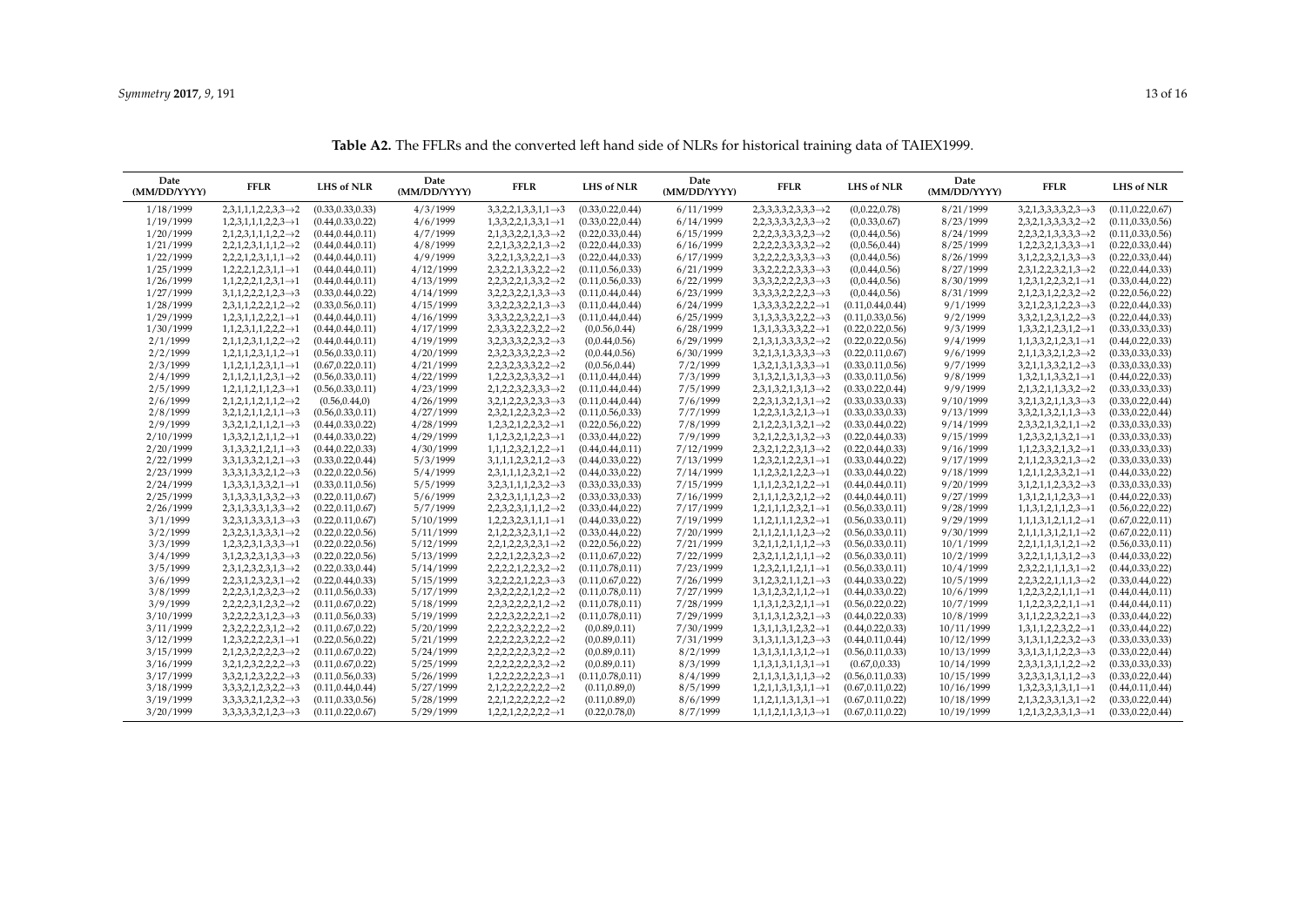**Table A2.** The FFLRs and the converted left hand side of NLRs for historical training data of TAIEX1999.

| Date (MM/DD/YYYY) | FFLR | LHS of NLR | Date (MM/DD/YYYY) | FFLR | LHS of NLR | Date (MM/DD/YYYY) | FFLR | LHS of NLR | Date (MM/DD/YYYY) | FFLR | LHS of NLR |
|---|---|---|---|---|---|---|---|---|---|---|---|
| 1/18/1999 | 2,3,1,1,1,2,2,3,3→2 | (0.33,0.33,0.33) | 4/3/1999 | 3,3,2,2,1,3,3,1,1→3 | (0.33,0.22,0.44) | 6/11/1999 | 2,3,3,3,3,2,3,3,3→2 | (0,0.22,0.78) | 8/21/1999 | 3,2,1,3,3,3,3,2,3→3 | (0.11,0.22,0.67) |
| 1/19/1999 | 1,2,3,1,1,1,2,2,3→1 | (0.44,0.33,0.22) | 4/6/1999 | 1,3,3,2,2,1,3,3,1→1 | (0.33,0.22,0.44) | 6/14/1999 | 2,2,3,3,3,3,2,3,3→2 | (0,0.33,0.67) | 8/23/1999 | 2,3,2,1,3,3,3,3,2→2 | (0.11,0.33,0.56) |
| 1/20/1999 | 2,1,2,3,1,1,1,2,2→2 | (0.44,0.44,0.11) | 4/7/1999 | 2,1,3,3,2,2,1,3,3→2 | (0.22,0.33,0.44) | 6/15/1999 | 2,2,2,3,3,3,3,2,3→2 | (0,0.44,0.56) | 8/24/1999 | 2,2,3,2,1,3,3,3,3→2 | (0.11,0.33,0.56) |
| 1/21/1999 | 2,2,1,2,3,1,1,1,2→2 | (0.44,0.44,0.11) | 4/8/1999 | 2,2,1,3,3,2,2,1,3→2 | (0.22,0.44,0.33) | 6/16/1999 | 2,2,2,2,3,3,3,3,2→2 | (0,0.56,0.44) | 8/25/1999 | 1,2,2,3,2,1,3,3,3→1 | (0.22,0.33,0.44) |
| 1/22/1999 | 2,2,2,1,2,3,1,1,1→2 | (0.44,0.44,0.11) | 4/9/1999 | 3,2,2,1,3,3,2,2,1→3 | (0.22,0.44,0.33) | 6/17/1999 | 3,2,2,2,2,3,3,3,3→3 | (0,0.44,0.56) | 8/26/1999 | 3,1,2,2,3,2,1,3,3→3 | (0.22,0.33,0.44) |
| 1/25/1999 | 1,2,2,2,1,2,3,1,1→1 | (0.44,0.44,0.11) | 4/12/1999 | 2,3,2,2,1,3,3,2,2→2 | (0.11,0.56,0.33) | 6/21/1999 | 3,3,2,2,2,2,3,3,3→3 | (0,0.44,0.56) | 8/27/1999 | 2,3,1,2,2,3,2,1,3→2 | (0.22,0.44,0.33) |
| 1/26/1999 | 1,1,2,2,2,1,2,3,1→1 | (0.44,0.44,0.11) | 4/13/1999 | 2,2,3,2,2,1,3,3,2→2 | (0.11,0.56,0.33) | 6/22/1999 | 3,3,3,2,2,2,2,3,3→3 | (0,0.44,0.56) | 8/30/1999 | 1,2,3,1,2,2,3,2,1→1 | (0.33,0.44,0.22) |
| 1/27/1999 | 3,1,1,2,2,2,1,2,3→3 | (0.33,0.44,0.22) | 4/14/1999 | 3,2,2,3,2,2,1,3,3→3 | (0.11,0.44,0.44) | 6/23/1999 | 3,3,3,3,2,2,2,2,3→3 | (0,0.44,0.56) | 8/31/1999 | 2,1,2,3,1,2,2,3,2→2 | (0.22,0.56,0.22) |
| 1/28/1999 | 2,3,1,1,2,2,2,1,2→2 | (0.33,0.56,0.11) | 4/15/1999 | 3,3,2,2,3,2,2,1,3→3 | (0.11,0.44,0.44) | 6/24/1999 | 1,3,3,3,3,2,2,2,2→1 | (0.11,0.44,0.44) | 9/1/1999 | 3,2,1,2,3,1,2,2,3→3 | (0.22,0.44,0.33) |
| 1/29/1999 | 1,2,3,1,1,2,2,2,1→1 | (0.44,0.44,0.11) | 4/16/1999 | 3,3,3,2,2,3,2,2,1→3 | (0.11,0.44,0.44) | 6/25/1999 | 3,1,3,3,3,3,2,2,2→3 | (0.11,0.33,0.56) | 9/2/1999 | 3,3,2,1,2,3,1,2,2→3 | (0.22,0.44,0.33) |
| 1/30/1999 | 1,1,2,3,1,1,2,2,2→1 | (0.44,0.44,0.11) | 4/17/1999 | 2,3,3,3,2,2,3,2,2→2 | (0,0.56,0.44) | 6/28/1999 | 1,3,1,3,3,3,3,2,2→1 | (0.22,0.22,0.56) | 9/3/1999 | 1,3,3,2,1,2,3,1,2→1 | (0.33,0.33,0.33) |
| 2/1/1999 | 2,1,1,2,3,1,1,2,2→2 | (0.44,0.44,0.11) | 4/19/1999 | 3,2,3,3,3,2,2,3,2→3 | (0,0.44,0.56) | 6/29/1999 | 2,1,3,1,3,3,3,3,2→2 | (0.22,0.22,0.56) | 9/4/1999 | 1,1,3,3,2,1,2,3,1→1 | (0.44,0.22,0.33) |
| 2/2/1999 | 1,2,1,1,2,3,1,1,2→1 | (0.56,0.33,0.11) | 4/20/1999 | 2,3,2,3,3,3,2,2,3→2 | (0,0.44,0.56) | 6/30/1999 | 3,2,1,3,1,3,3,3,3→3 | (0.22,0.11,0.67) | 9/6/1999 | 2,1,1,3,3,2,1,2,3→2 | (0.33,0.33,0.33) |
| 2/3/1999 | 1,1,2,1,1,2,3,1,1→1 | (0.67,0.22,0.11) | 4/21/1999 | 2,2,3,2,3,3,3,2,2→2 | (0,0.56,0.44) | 7/2/1999 | 1,3,2,1,3,1,3,3,3→1 | (0.33,0.11,0.56) | 9/7/1999 | 3,2,1,1,3,3,2,1,2→3 | (0.33,0.33,0.33) |
| 2/4/1999 | 2,1,1,2,1,1,2,3,1→2 | (0.56,0.33,0.11) | 4/22/1999 | 1,2,2,3,2,3,3,3,2→1 | (0.11,0.44,0.44) | 7/3/1999 | 3,1,3,2,1,3,1,3,3→3 | (0.33,0.11,0.56) | 9/8/1999 | 1,3,2,1,1,3,3,2,1→1 | (0.44,0.22,0.33) |
| 2/5/1999 | 1,2,1,1,2,1,1,2,3→1 | (0.56,0.33,0.11) | 4/23/1999 | 2,1,2,2,3,2,3,3,3→2 | (0.11,0.44,0.44) | 7/5/1999 | 2,3,1,3,2,1,3,1,3→2 | (0.33,0.22,0.44) | 9/9/1999 | 2,1,3,2,1,1,3,3,2→2 | (0.33,0.33,0.33) |
| 2/6/1999 | 2,1,2,1,1,2,1,1,2→2 | (0.56,0.44,0) | 4/26/1999 | 3,2,1,2,2,3,2,3,3→3 | (0.11,0.44,0.44) | 7/6/1999 | 2,2,3,1,3,2,1,3,1→2 | (0.33,0.33,0.33) | 9/10/1999 | 3,2,1,3,2,1,1,3,3→3 | (0.33,0.22,0.44) |
| 2/8/1999 | 3,2,1,2,1,1,2,1,1→3 | (0.56,0.33,0.11) | 4/27/1999 | 2,3,2,1,2,2,3,2,3→2 | (0.11,0.56,0.33) | 7/7/1999 | 1,2,2,3,1,3,2,1,3→1 | (0.33,0.33,0.33) | 9/13/1999 | 3,3,2,1,3,2,1,1,3→3 | (0.33,0.22,0.44) |
| 2/9/1999 | 3,3,2,1,2,1,1,2,1→3 | (0.44,0.33,0.22) | 4/28/1999 | 1,2,3,2,1,2,2,3,2→1 | (0.22,0.56,0.22) | 7/8/1999 | 2,1,2,2,3,1,3,2,1→2 | (0.33,0.44,0.22) | 9/14/1999 | 2,3,3,2,1,3,2,1,1→2 | (0.33,0.33,0.33) |
| 2/10/1999 | 1,3,3,2,1,2,1,1,2→1 | (0.44,0.33,0.22) | 4/29/1999 | 1,1,2,3,2,1,2,2,3→1 | (0.33,0.44,0.22) | 7/9/1999 | 3,2,1,2,2,3,1,3,2→3 | (0.22,0.44,0.33) | 9/15/1999 | 1,2,3,3,2,1,3,2,1→1 | (0.33,0.33,0.33) |
| 2/20/1999 | 3,1,3,3,2,1,2,1,1→3 | (0.44,0.22,0.33) | 4/30/1999 | 1,1,1,2,3,2,1,2,2→1 | (0.44,0.44,0.11) | 7/12/1999 | 2,3,2,1,2,2,3,1,3→2 | (0.22,0.44,0.33) | 9/16/1999 | 1,1,2,3,3,2,1,3,2→1 | (0.33,0.33,0.33) |
| 2/22/1999 | 3,3,1,3,3,2,1,2,1→3 | (0.33,0.22,0.44) | 5/3/1999 | 3,1,1,1,2,3,2,1,2→3 | (0.44,0.33,0.22) | 7/13/1999 | 1,2,3,2,1,2,2,3,1→1 | (0.33,0.44,0.22) | 9/17/1999 | 2,1,1,2,3,3,2,1,3→2 | (0.33,0.33,0.33) |
| 2/23/1999 | 3,3,3,1,3,3,2,1,2→3 | (0.22,0.22,0.56) | 5/4/1999 | 2,3,1,1,1,2,3,2,1→2 | (0.44,0.33,0.22) | 7/14/1999 | 1,1,2,3,2,1,2,2,3→1 | (0.33,0.44,0.22) | 9/18/1999 | 1,2,1,1,2,3,3,2,1→1 | (0.44,0.33,0.22) |
| 2/24/1999 | 1,3,3,3,1,3,3,2,1→1 | (0.33,0.11,0.56) | 5/5/1999 | 3,2,3,1,1,1,2,3,2→3 | (0.33,0.33,0.33) | 7/15/1999 | 1,1,1,2,3,2,1,2,2→1 | (0.44,0.44,0.11) | 9/20/1999 | 3,1,2,1,1,2,3,3,2→3 | (0.33,0.33,0.33) |
| 2/25/1999 | 3,1,3,3,3,1,3,3,2→3 | (0.22,0.11,0.67) | 5/6/1999 | 2,3,2,3,1,1,1,2,3→2 | (0.33,0.33,0.33) | 7/16/1999 | 2,1,1,1,2,3,2,1,2→2 | (0.44,0.44,0.11) | 9/27/1999 | 1,3,1,2,1,1,2,3,3→1 | (0.44,0.22,0.33) |
| 2/26/1999 | 2,3,1,3,3,3,1,3,3→2 | (0.22,0.11,0.67) | 5/7/1999 | 2,2,3,2,3,1,1,1,2→2 | (0.33,0.44,0.22) | 7/17/1999 | 1,2,1,1,1,2,3,2,1→1 | (0.56,0.33,0.11) | 9/28/1999 | 1,1,3,1,2,1,1,2,3→1 | (0.56,0.22,0.22) |
| 3/1/1999 | 3,2,3,1,3,3,3,1,3→3 | (0.22,0.11,0.67) | 5/10/1999 | 1,2,2,3,2,3,1,1,1→1 | (0.44,0.33,0.22) | 7/19/1999 | 1,1,2,1,1,1,2,3,2→1 | (0.56,0.33,0.11) | 9/29/1999 | 1,1,1,3,1,2,1,1,2→1 | (0.67,0.22,0.11) |
| 3/2/1999 | 2,3,2,3,1,3,3,3,1→2 | (0.22,0.22,0.56) | 5/11/1999 | 2,1,2,2,3,2,3,1,1→2 | (0.33,0.44,0.22) | 7/20/1999 | 2,1,1,2,1,1,1,2,3→2 | (0.56,0.33,0.11) | 9/30/1999 | 2,1,1,1,3,1,2,1,1→2 | (0.67,0.22,0.11) |
| 3/3/1999 | 1,2,3,2,3,1,3,3,3→1 | (0.22,0.22,0.56) | 5/12/1999 | 2,2,1,2,2,3,2,3,1→2 | (0.22,0.56,0.22) | 7/21/1999 | 3,2,1,1,2,1,1,1,2→3 | (0.56,0.33,0.11) | 10/1/1999 | 2,2,1,1,1,3,1,2,1→2 | (0.56,0.33,0.11) |
| 3/4/1999 | 3,1,2,3,2,3,1,3,3→3 | (0.22,0.22,0.56) | 5/13/1999 | 2,2,2,1,2,2,3,2,3→2 | (0.11,0.67,0.22) | 7/22/1999 | 2,3,2,1,1,2,1,1,1→2 | (0.56,0.33,0.11) | 10/2/1999 | 3,2,2,1,1,1,3,1,2→3 | (0.44,0.33,0.22) |
| 3/5/1999 | 2,3,1,2,3,2,3,1,3→2 | (0.22,0.33,0.44) | 5/14/1999 | 2,2,2,2,1,2,2,3,2→2 | (0.11,0.78,0.11) | 7/23/1999 | 1,2,3,2,1,1,2,1,1→1 | (0.56,0.33,0.11) | 10/4/1999 | 2,3,2,2,1,1,1,3,1→2 | (0.44,0.33,0.22) |
| 3/6/1999 | 2,2,3,1,2,3,2,3,1→2 | (0.22,0.44,0.33) | 5/15/1999 | 3,2,2,2,2,1,2,2,3→3 | (0.11,0.67,0.22) | 7/26/1999 | 3,1,2,3,2,1,1,2,1→3 | (0.44,0.33,0.22) | 10/5/1999 | 2,2,3,2,2,1,1,1,3→2 | (0.33,0.44,0.22) |
| 3/8/1999 | 2,2,2,3,1,2,3,2,3→2 | (0.11,0.56,0.33) | 5/17/1999 | 2,3,2,2,2,2,1,2,2→2 | (0.11,0.78,0.11) | 7/27/1999 | 1,3,1,2,3,2,1,1,2→1 | (0.44,0.33,0.22) | 10/6/1999 | 1,2,2,3,2,2,1,1,1→1 | (0.44,0.44,0.11) |
| 3/9/1999 | 2,2,2,2,3,1,2,3,2→2 | (0.11,0.67,0.22) | 5/18/1999 | 2,2,3,2,2,2,2,1,2→2 | (0.11,0.78,0.11) | 7/28/1999 | 1,1,3,1,2,3,2,1,1→1 | (0.56,0.22,0.22) | 10/7/1999 | 1,1,2,2,3,2,2,1,1→1 | (0.44,0.44,0.11) |
| 3/10/1999 | 3,2,2,2,2,3,1,2,3→3 | (0.11,0.56,0.33) | 5/19/1999 | 2,2,2,3,2,2,2,2,1→2 | (0.11,0.78,0.11) | 7/29/1999 | 3,1,1,3,1,2,3,2,1→3 | (0.44,0.22,0.33) | 10/8/1999 | 3,1,1,2,2,3,2,2,1→3 | (0.33,0.44,0.22) |
| 3/11/1999 | 2,3,2,2,2,2,3,1,2→2 | (0.11,0.67,0.22) | 5/20/1999 | 2,2,2,2,3,2,2,2,2→2 | (0,0.89,0.11) | 7/30/1999 | 1,3,1,1,3,1,2,3,2→1 | (0.44,0.22,0.33) | 10/11/1999 | 1,3,1,1,2,2,3,2,2→1 | (0.33,0.44,0.22) |
| 3/12/1999 | 1,2,3,2,2,2,2,3,1→1 | (0.22,0.56,0.22) | 5/21/1999 | 2,2,2,2,2,3,2,2,2→2 | (0,0.89,0.11) | 7/31/1999 | 3,1,3,1,1,3,1,2,3→3 | (0.44,0.11,0.44) | 10/12/1999 | 3,1,3,1,1,2,2,3,2→3 | (0.33,0.33,0.33) |
| 3/15/1999 | 2,1,2,3,2,2,2,2,3→2 | (0.11,0.67,0.22) | 5/24/1999 | 2,2,2,2,2,2,3,2,2→2 | (0,0.89,0.11) | 8/2/1999 | 1,3,1,3,1,1,3,1,2→1 | (0.56,0.11,0.33) | 10/13/1999 | 3,3,1,3,1,1,2,2,3→3 | (0.33,0.22,0.44) |
| 3/16/1999 | 3,2,1,2,3,2,2,2,2→3 | (0.11,0.67,0.22) | 5/25/1999 | 2,2,2,2,2,2,2,3,2→2 | (0,0.89,0.11) | 8/3/1999 | 1,1,3,1,3,1,1,3,1→1 | (0.67,0,0.33) | 10/14/1999 | 2,3,3,1,3,1,1,2,2→2 | (0.33,0.33,0.33) |
| 3/17/1999 | 3,3,2,1,2,3,2,2,2→3 | (0.11,0.56,0.33) | 5/26/1999 | 1,2,2,2,2,2,2,2,3→1 | (0.11,0.78,0.11) | 8/4/1999 | 2,1,1,3,1,3,1,1,3→2 | (0.56,0.11,0.33) | 10/15/1999 | 3,2,3,3,1,3,1,1,2→3 | (0.33,0.22,0.44) |
| 3/18/1999 | 3,3,3,2,1,2,3,2,2→3 | (0.11,0.44,0.44) | 5/27/1999 | 2,1,2,2,2,2,2,2,2→2 | (0.11,0.89,0) | 8/5/1999 | 1,2,1,1,3,1,3,1,1→1 | (0.67,0.11,0.22) | 10/16/1999 | 1,3,2,3,3,1,3,1,1→1 | (0.44,0.11,0.44) |
| 3/19/1999 | 3,3,3,3,2,1,2,3,2→3 | (0.11,0.33,0.56) | 5/28/1999 | 2,2,1,2,2,2,2,2,2→2 | (0.11,0.89,0) | 8/6/1999 | 1,1,2,1,1,3,1,3,1→1 | (0.67,0.11,0.22) | 10/18/1999 | 2,1,3,2,3,3,1,3,1→2 | (0.33,0.22,0.44) |
| 3/20/1999 | 3,3,3,3,3,2,1,2,3→3 | (0.11,0.22,0.67) | 5/29/1999 | 1,2,2,1,2,2,2,2,2→1 | (0.22,0.78,0) | 8/7/1999 | 1,1,1,2,1,1,3,1,3→1 | (0.67,0.11,0.22) | 10/19/1999 | 1,2,1,3,2,3,3,1,3→1 | (0.33,0.22,0.44) |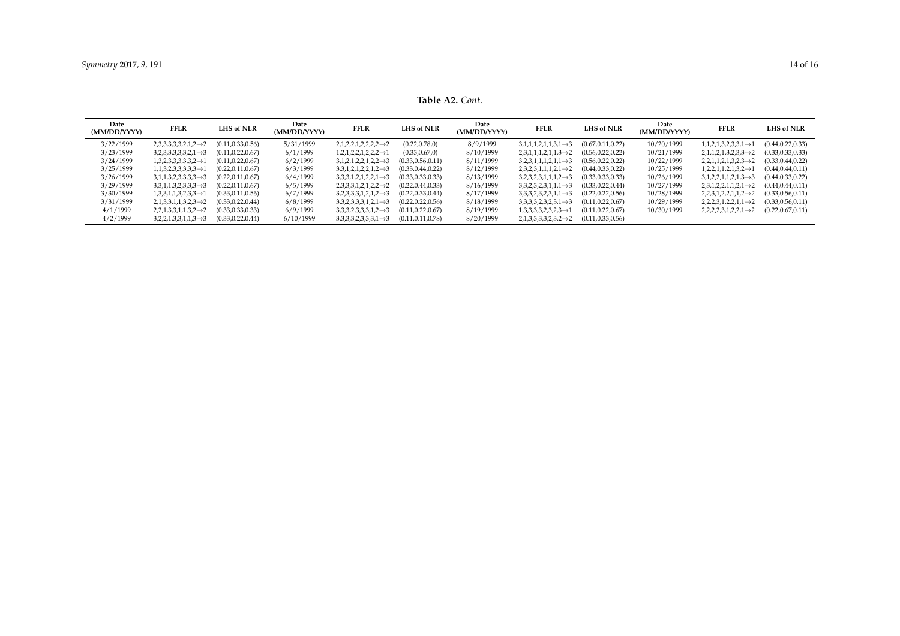**Table A2.** *Cont.*

| Date (MM/DD/YYYY) | FFLR | LHS of NLR | Date (MM/DD/YYYY) | FFLR | LHS of NLR | Date (MM/DD/YYYY) | FFLR | LHS of NLR | Date (MM/DD/YYYY) | FFLR | LHS of NLR |
|---|---|---|---|---|---|---|---|---|---|---|---|
| 3/22/1999 | 2,3,3,3,3,2,1,2→2 | (0.11,0.33,0.56) | 5/31/1999 | 2,1,2,2,1,2,2,2→2 | (0.22,0.78,0) | 8/9/1999 | 3,1,1,1,2,1,1,3,1→3 | (0.67,0.11,0.22) | 10/20/1999 | 1,1,2,1,3,2,3,3,1→1 | (0.44,0.22,0.33) |
| 3/23/1999 | 3,2,3,3,3,3,2,1→3 | (0.11,0.22,0.67) | 6/1/1999 | 1,2,1,2,2,1,2,2,2→1 | (0.33,0.67,0) | 8/10/1999 | 2,3,1,1,1,2,1,1,3→2 | (0.56,0.22,0.22) | 10/21/1999 | 2,1,1,2,1,3,2,3,3→2 | (0.33,0.33,0.33) |
| 3/24/1999 | 1,3,2,3,3,3,3,2→1 | (0.11,0.22,0.67) | 6/2/1999 | 3,1,2,1,2,2,1,2,2→3 | (0.33,0.56,0.11) | 8/11/1999 | 3,2,3,1,1,1,2,1,1→3 | (0.56,0.22,0.22) | 10/22/1999 | 2,2,1,1,2,1,3,2,3→2 | (0.33,0.44,0.22) |
| 3/25/1999 | 1,1,3,2,3,3,3,3→1 | (0.22,0.11,0.67) | 6/3/1999 | 3,3,1,2,1,2,2,1,2→3 | (0.33,0.44,0.22) | 8/12/1999 | 2,3,2,3,1,1,1,2,1→2 | (0.44,0.33,0.22) | 10/25/1999 | 1,2,2,1,1,2,1,3,2→1 | (0.44,0.44,0.11) |
| 3/26/1999 | 3,1,1,3,2,3,3,3,3→3 | (0.22,0.11,0.67) | 6/4/1999 | 3,3,3,1,2,1,2,2,1→3 | (0.33,0.33,0.33) | 8/13/1999 | 3,2,3,2,3,1,1,1,2→3 | (0.33,0.33,0.33) | 10/26/1999 | 3,1,2,2,1,1,2,1,3→3 | (0.44,0.33,0.22) |
| 3/29/1999 | 3,3,1,1,3,2,3,3,3→3 | (0.22,0.11,0.67) | 6/5/1999 | 2,3,3,3,1,2,1,2,2→2 | (0.22,0.44,0.33) | 8/16/1999 | 3,3,2,3,2,3,1,1,1→3 | (0.33,0.22,0.44) | 10/27/1999 | 2,3,1,2,2,1,1,2,1→2 | (0.44,0.44,0.11) |
| 3/30/1999 | 1,3,3,1,1,3,2,3,3→1 | (0.33,0.11,0.56) | 6/7/1999 | 3,2,3,3,3,1,2,1,2→3 | (0.22,0.33,0.44) | 8/17/1999 | 3,3,3,2,3,2,3,1,1→3 | (0.22,0.22,0.56) | 10/28/1999 | 2,2,3,1,2,2,1,1,2→2 | (0.33,0.56,0.11) |
| 3/31/1999 | 2,1,3,3,1,1,3,2,3→2 | (0.33,0.22,0.44) | 6/8/1999 | 3,3,2,3,3,3,1,2,1→3 | (0.22,0.22,0.56) | 8/18/1999 | 3,3,3,3,2,3,2,3,1→3 | (0.11,0.22,0.67) | 10/29/1999 | 2,2,2,3,1,2,2,1,1→2 | (0.33,0.56,0.11) |
| 4/1/1999 | 2,2,1,3,3,1,1,3,2→2 | (0.33,0.33,0.33) | 6/9/1999 | 3,3,3,2,3,3,3,1,2→3 | (0.11,0.22,0.67) | 8/19/1999 | 1,3,3,3,3,2,3,2,3→1 | (0.11,0.22,0.67) | 10/30/1999 | 2,2,2,2,3,1,2,2,1→2 | (0.22,0.67,0.11) |
| 4/2/1999 | 3,2,2,1,3,3,1,1,3→3 | (0.33,0.22,0.44) | 6/10/1999 | 3,3,3,3,2,3,3,3,1→3 | (0.11,0.11,0.78) | 8/20/1999 | 2,1,3,3,3,3,2,3,2→2 | (0.11,0.33,0.56) | | | |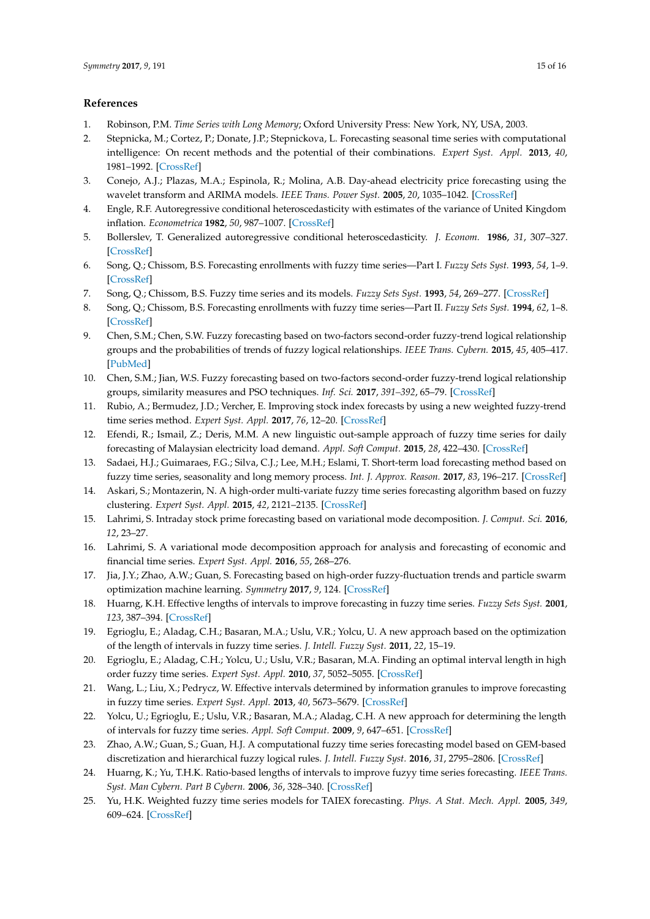## References

1. Robinson, P.M. *Time Series with Long Memory*; Oxford University Press: New York, NY, USA, 2003.
2. Stepnicka, M.; Cortez, P.; Donate, J.P.; Stepnickova, L. Forecasting seasonal time series with computational intelligence: On recent methods and the potential of their combinations. *Expert Syst. Appl.* **2013**, *40*, 1981–1992. [CrossRef]
3. Conejo, A.J.; Plazas, M.A.; Espinola, R.; Molina, A.B. Day-ahead electricity price forecasting using the wavelet transform and ARIMA models. *IEEE Trans. Power Syst.* **2005**, *20*, 1035–1042. [CrossRef]
4. Engle, R.F. Autoregressive conditional heteroscedasticity with estimates of the variance of United Kingdom inflation. *Econometrica* **1982**, *50*, 987–1007. [CrossRef]
5. Bollerslev, T. Generalized autoregressive conditional heteroscedasticity. *J. Econom.* **1986**, *31*, 307–327. [CrossRef]
6. Song, Q.; Chissom, B.S. Forecasting enrollments with fuzzy time series—Part I. *Fuzzy Sets Syst.* **1993**, *54*, 1–9. [CrossRef]
7. Song, Q.; Chissom, B.S. Fuzzy time series and its models. *Fuzzy Sets Syst.* **1993**, *54*, 269–277. [CrossRef]
8. Song, Q.; Chissom, B.S. Forecasting enrollments with fuzzy time series—Part II. *Fuzzy Sets Syst.* **1994**, *62*, 1–8. [CrossRef]
9. Chen, S.M.; Chen, S.W. Fuzzy forecasting based on two-factors second-order fuzzy-trend logical relationship groups and the probabilities of trends of fuzzy logical relationships. *IEEE Trans. Cybern.* **2015**, *45*, 405–417. [PubMed]
10. Chen, S.M.; Jian, W.S. Fuzzy forecasting based on two-factors second-order fuzzy-trend logical relationship groups, similarity measures and PSO techniques. *Inf. Sci.* **2017**, *391–392*, 65–79. [CrossRef]
11. Rubio, A.; Bermudez, J.D.; Vercher, E. Improving stock index forecasts by using a new weighted fuzzy-trend time series method. *Expert Syst. Appl.* **2017**, *76*, 12–20. [CrossRef]
12. Efendi, R.; Ismail, Z.; Deris, M.M. A new linguistic out-sample approach of fuzzy time series for daily forecasting of Malaysian electricity load demand. *Appl. Soft Comput.* **2015**, *28*, 422–430. [CrossRef]
13. Sadaei, H.J.; Guimaraes, F.G.; Silva, C.J.; Lee, M.H.; Eslami, T. Short-term load forecasting method based on fuzzy time series, seasonality and long memory process. *Int. J. Approx. Reason.* **2017**, *83*, 196–217. [CrossRef]
14. Askari, S.; Montazerin, N. A high-order multi-variate fuzzy time series forecasting algorithm based on fuzzy clustering. *Expert Syst. Appl.* **2015**, *42*, 2121–2135. [CrossRef]
15. Lahrimi, S. Intraday stock prime forecasting based on variational mode decomposition. *J. Comput. Sci.* **2016**, *12*, 23–27.
16. Lahrimi, S. A variational mode decomposition approach for analysis and forecasting of economic and financial time series. *Expert Syst. Appl.* **2016**, *55*, 268–276.
17. Jia, J.Y.; Zhao, A.W.; Guan, S. Forecasting based on high-order fuzzy-fluctuation trends and particle swarm optimization machine learning. *Symmetry* **2017**, *9*, 124. [CrossRef]
18. Huarng, K.H. Effective lengths of intervals to improve forecasting in fuzzy time series. *Fuzzy Sets Syst.* **2001**, *123*, 387–394. [CrossRef]
19. Egrioglu, E.; Aladag, C.H.; Basaran, M.A.; Uslu, V.R.; Yolcu, U. A new approach based on the optimization of the length of intervals in fuzzy time series. *J. Intell. Fuzzy Syst.* **2011**, *22*, 15–19.
20. Egrioglu, E.; Aladag, C.H.; Yolcu, U.; Uslu, V.R.; Basaran, M.A. Finding an optimal interval length in high order fuzzy time series. *Expert Syst. Appl.* **2010**, *37*, 5052–5055. [CrossRef]
21. Wang, L.; Liu, X.; Pedrycz, W. Effective intervals determined by information granules to improve forecasting in fuzzy time series. *Expert Syst. Appl.* **2013**, *40*, 5673–5679. [CrossRef]
22. Yolcu, U.; Egrioglu, E.; Uslu, V.R.; Basaran, M.A.; Aladag, C.H. A new approach for determining the length of intervals for fuzzy time series. *Appl. Soft Comput.* **2009**, *9*, 647–651. [CrossRef]
23. Zhao, A.W.; Guan, S.; Guan, H.J. A computational fuzzy time series forecasting model based on GEM-based discretization and hierarchical fuzzy logical rules. *J. Intell. Fuzzy Syst.* **2016**, *31*, 2795–2806. [CrossRef]
24. Huarng, K.; Yu, T.H.K. Ratio-based lengths of intervals to improve fuzyy time series forecasting. *IEEE Trans. Syst. Man Cybern. Part B Cybern.* **2006**, *36*, 328–340. [CrossRef]
25. Yu, H.K. Weighted fuzzy time series models for TAIEX forecasting. *Phys. A Stat. Mech. Appl.* **2005**, *349*, 609–624. [CrossRef]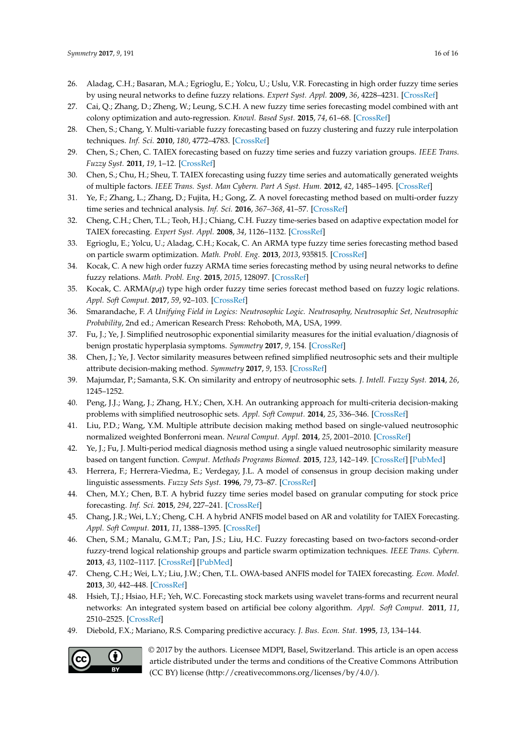26. Aladag, C.H.; Basaran, M.A.; Egrioglu, E.; Yolcu, U.; Uslu, V.R. Forecasting in high order fuzzy time series by using neural networks to define fuzzy relations. *Expert Syst. Appl.* **2009**, *36*, 4228–4231. [CrossRef]
27. Cai, Q.; Zhang, D.; Zheng, W.; Leung, S.C.H. A new fuzzy time series forecasting model combined with ant colony optimization and auto-regression. *Knowl. Based Syst.* **2015**, *74*, 61–68. [CrossRef]
28. Chen, S.; Chang, Y. Multi-variable fuzzy forecasting based on fuzzy clustering and fuzzy rule interpolation techniques. *Inf. Sci.* **2010**, *180*, 4772–4783. [CrossRef]
29. Chen, S.; Chen, C. TAIEX forecasting based on fuzzy time series and fuzzy variation groups. *IEEE Trans. Fuzzy Syst.* **2011**, *19*, 1–12. [CrossRef]
30. Chen, S.; Chu, H.; Sheu, T. TAIEX forecasting using fuzzy time series and automatically generated weights of multiple factors. *IEEE Trans. Syst. Man Cybern. Part A Syst. Hum.* **2012**, *42*, 1485–1495. [CrossRef]
31. Ye, F.; Zhang, L.; Zhang, D.; Fujita, H.; Gong, Z. A novel forecasting method based on multi-order fuzzy time series and technical analysis. *Inf. Sci.* **2016**, *367–368*, 41–57. [CrossRef]
32. Cheng, C.H.; Chen, T.L.; Teoh, H.J.; Chiang, C.H. Fuzzy time-series based on adaptive expectation model for TAIEX forecasting. *Expert Syst. Appl.* **2008**, *34*, 1126–1132. [CrossRef]
33. Egrioglu, E.; Yolcu, U.; Aladag, C.H.; Kocak, C. An ARMA type fuzzy time series forecasting method based on particle swarm optimization. *Math. Probl. Eng.* **2013**, *2013*, 935815. [CrossRef]
34. Kocak, C. A new high order fuzzy ARMA time series forecasting method by using neural networks to define fuzzy relations. *Math. Probl. Eng.* **2015**, *2015*, 128097. [CrossRef]
35. Kocak, C. ARMA(*p*,*q*) type high order fuzzy time series forecast method based on fuzzy logic relations. *Appl. Soft Comput.* **2017**, *59*, 92–103. [CrossRef]
36. Smarandache, F. *A Unifying Field in Logics: Neutrosophic Logic. Neutrosophy, Neutrosophic Set, Neutrosophic Probability*, 2nd ed.; American Research Press: Rehoboth, MA, USA, 1999.
37. Fu, J.; Ye, J. Simplified neutrosophic exponential similarity measures for the initial evaluation/diagnosis of benign prostatic hyperplasia symptoms. *Symmetry* **2017**, *9*, 154. [CrossRef]
38. Chen, J.; Ye, J. Vector similarity measures between refined simplified neutrosophic sets and their multiple attribute decision-making method. *Symmetry* **2017**, *9*, 153. [CrossRef]
39. Majumdar, P.; Samanta, S.K. On similarity and entropy of neutrosophic sets. *J. Intell. Fuzzy Syst.* **2014**, *26*, 1245–1252.
40. Peng, J.J.; Wang, J.; Zhang, H.Y.; Chen, X.H. An outranking approach for multi-criteria decision-making problems with simplified neutrosophic sets. *Appl. Soft Comput.* **2014**, *25*, 336–346. [CrossRef]
41. Liu, P.D.; Wang, Y.M. Multiple attribute decision making method based on single-valued neutrosophic normalized weighted Bonferroni mean. *Neural Comput. Appl.* **2014**, *25*, 2001–2010. [CrossRef]
42. Ye, J.; Fu, J. Multi-period medical diagnosis method using a single valued neutrosophic similarity measure based on tangent function. *Comput. Methods Programs Biomed.* **2015**, *123*, 142–149. [CrossRef] [PubMed]
43. Herrera, F.; Herrera-Viedma, E.; Verdegay, J.L. A model of consensus in group decision making under linguistic assessments. *Fuzzy Sets Syst.* **1996**, *79*, 73–87. [CrossRef]
44. Chen, M.Y.; Chen, B.T. A hybrid fuzzy time series model based on granular computing for stock price forecasting. *Inf. Sci.* **2015**, *294*, 227–241. [CrossRef]
45. Chang, J.R.; Wei, L.Y.; Cheng, C.H. A hybrid ANFIS model based on AR and volatility for TAIEX Forecasting. *Appl. Soft Comput.* **2011**, *11*, 1388–1395. [CrossRef]
46. Chen, S.M.; Manalu, G.M.T.; Pan, J.S.; Liu, H.C. Fuzzy forecasting based on two-factors second-order fuzzy-trend logical relationship groups and particle swarm optimization techniques. *IEEE Trans. Cybern.* **2013**, *43*, 1102–1117. [CrossRef] [PubMed]
47. Cheng, C.H.; Wei, L.Y.; Liu, J.W.; Chen, T.L. OWA-based ANFIS model for TAIEX forecasting. *Econ. Model.* **2013**, *30*, 442–448. [CrossRef]
48. Hsieh, T.J.; Hsiao, H.F.; Yeh, W.C. Forecasting stock markets using wavelet trans-forms and recurrent neural networks: An integrated system based on artificial bee colony algorithm. *Appl. Soft Comput.* **2011**, *11*, 2510–2525. [CrossRef]
49. Diebold, F.X.; Mariano, R.S. Comparing predictive accuracy. *J. Bus. Econ. Stat.* **1995**, *13*, 134–144.

© 2017 by the authors. Licensee MDPI, Basel, Switzerland. This article is an open access article distributed under the terms and conditions of the Creative Commons Attribution (CC BY) license (http://creativecommons.org/licenses/by/4.0/).